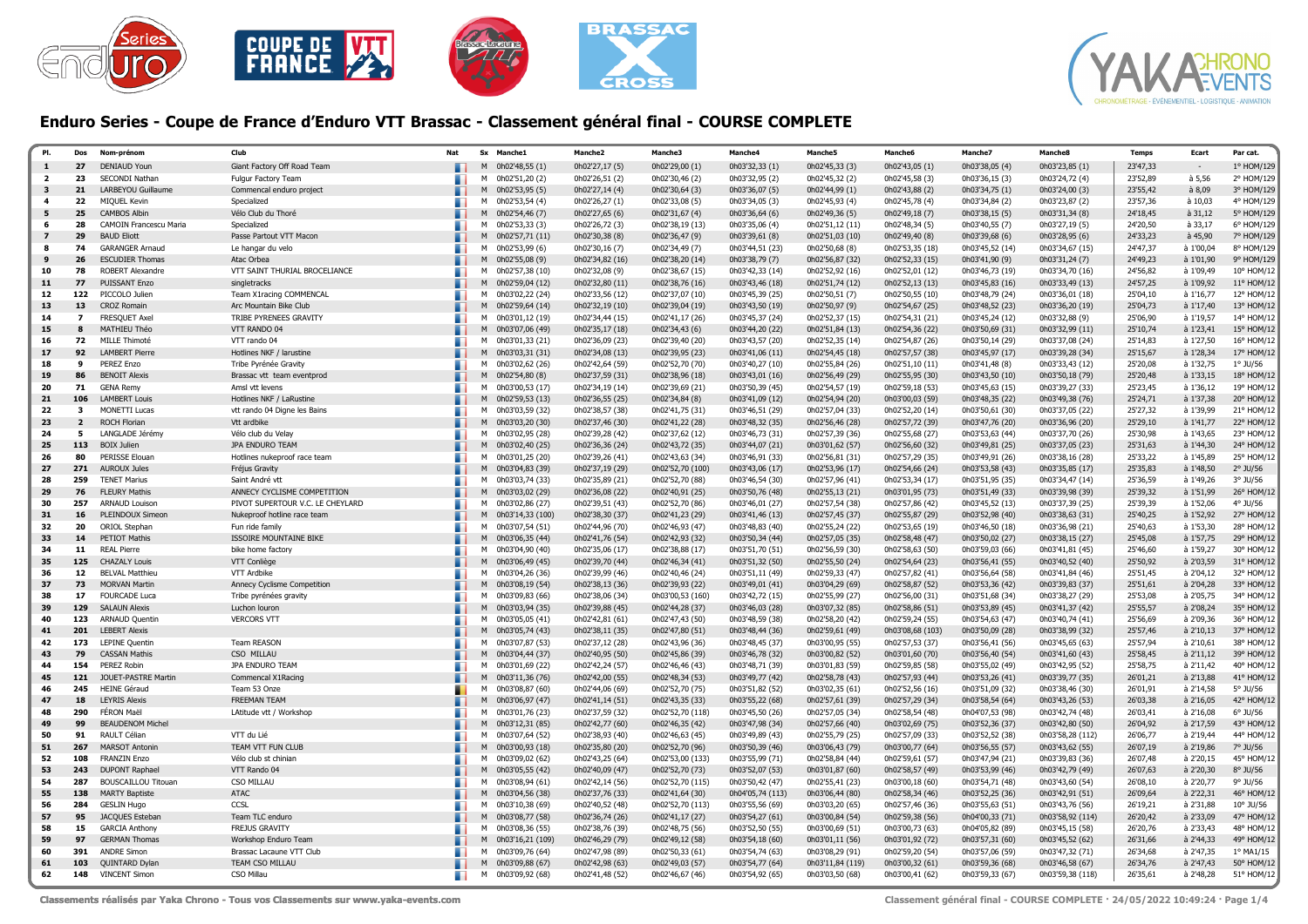# Enduro Series - Coupe de France d'Enduro VTT Brassac - Classement général final - COURSE COMPLETE

| Pl. | Dos | Nom-prénom | Club | Nat | Sx | Manche1 | Manche2 | Manche3 | Manche4 | Manche5 | Manche6 | Manche7 | Manche8 | Temps | Ecart | Par cat. |
|---|---|---|---|---|---|---|---|---|---|---|---|---|---|---|---|---|
| 1 | 27 | DENIAUD Youn | Giant Factory Off Road Team | | M | 0h02'48,55 (1) | 0h02'27,17 (5) | 0h02'29,00 (1) | 0h03'32,33 (1) | 0h02'45,33 (3) | 0h02'43,05 (1) | 0h03'38,05 (4) | 0h03'23,85 (1) | 23'47,33 | - | 1° HOM/129 |
| 2 | 23 | SECONDI Nathan | Fulgur Factory Team | | M | 0h02'51,20 (2) | 0h02'26,51 (2) | 0h02'30,46 (2) | 0h03'32,95 (2) | 0h02'45,32 (2) | 0h02'45,58 (3) | 0h03'36,15 (3) | 0h03'24,72 (4) | 23'52,89 | à 5,56 | 2° HOM/129 |
| 3 | 21 | LARBEYOU Guillaume | Commencal enduro project | | M | 0h02'53,95 (5) | 0h02'27,14 (4) | 0h02'30,64 (3) | 0h03'36,07 (5) | 0h02'44,99 (1) | 0h02'43,88 (2) | 0h03'34,75 (1) | 0h03'24,00 (3) | 23'55,42 | à 8,09 | 3° HOM/129 |
| 4 | 22 | MIQUEL Kevin | Specialized | | M | 0h02'53,54 (4) | 0h02'26,27 (1) | 0h02'33,08 (5) | 0h03'34,05 (3) | 0h02'45,93 (4) | 0h02'45,78 (4) | 0h03'34,84 (2) | 0h03'23,87 (2) | 23'57,36 | à 10,03 | 4° HOM/129 |
| 5 | 25 | CAMBOS Albin | Vélo Club du Thoré | | M | 0h02'54,46 (7) | 0h02'27,65 (6) | 0h02'31,67 (4) | 0h03'36,64 (6) | 0h02'49,36 (5) | 0h02'49,18 (7) | 0h03'38,15 (5) | 0h03'31,34 (8) | 24'18,45 | à 31,12 | 5° HOM/129 |
| 6 | 28 | CAMOIN Francescu Maria | Specialized | | M | 0h02'53,33 (3) | 0h02'26,72 (3) | 0h02'38,19 (13) | 0h03'35,06 (4) | 0h02'51,12 (11) | 0h02'48,34 (5) | 0h03'40,55 (7) | 0h03'27,19 (5) | 24'20,50 | à 33,17 | 6° HOM/129 |
| 7 | 29 | BAUD Eliott | Passe Partout VTT Macon | | M | 0h02'57,71 (11) | 0h02'30,38 (8) | 0h02'36,47 (9) | 0h03'39,61 (8) | 0h02'51,03 (10) | 0h02'49,40 (8) | 0h03'39,68 (6) | 0h03'28,95 (6) | 24'33,23 | à 45,90 | 7° HOM/129 |
| 8 | 74 | GARANGER Arnaud | Le hangar du velo | | M | 0h02'53,99 (6) | 0h02'30,16 (7) | 0h02'34,49 (7) | 0h03'44,51 (23) | 0h02'50,68 (8) | 0h02'53,35 (18) | 0h03'45,52 (14) | 0h03'34,67 (15) | 24'47,37 | à 1'00,04 | 8° HOM/129 |
| 9 | 26 | ESCUDIER Thomas | Atac Orbea | | M | 0h02'55,08 (9) | 0h02'34,82 (16) | 0h02'38,20 (14) | 0h03'38,79 (7) | 0h02'56,87 (32) | 0h02'52,33 (15) | 0h03'41,90 (9) | 0h03'31,24 (7) | 24'49,23 | à 1'01,90 | 9° HOM/129 |
| 10 | 78 | ROBERT Alexandre | VTT SAINT THURIAL BROCELIANCE | | M | 0h02'57,38 (10) | 0h02'32,08 (9) | 0h02'38,67 (15) | 0h03'42,33 (14) | 0h02'52,92 (16) | 0h02'52,01 (12) | 0h03'46,73 (19) | 0h03'34,70 (16) | 24'56,82 | à 1'09,49 | 10° HOM/129 |
| 11 | 77 | PUISSANT Enzo | singletracks | | M | 0h02'59,04 (12) | 0h02'32,80 (11) | 0h02'38,76 (16) | 0h03'43,46 (18) | 0h02'51,74 (12) | 0h02'52,13 (13) | 0h03'43,83 (16) | 0h03'33,49 (13) | 24'57,25 | à 1'09,92 | 11° HOM/129 |
| 12 | 122 | PICCOLO Julien | Team X1racing COMMENCAL | | M | 0h03'02,22 (24) | 0h02'33,56 (12) | 0h02'37,07 (10) | 0h03'45,39 (25) | 0h02'50,51 (7) | 0h02'50,55 (10) | 0h03'48,79 (24) | 0h03'36,01 (18) | 25'04,10 | à 1'16,77 | 12° HOM/129 |
| 13 | 13 | CROZ Romain | Arc Mountain Bike Club | | M | 0h02'59,64 (14) | 0h02'32,19 (10) | 0h02'39,04 (19) | 0h03'43,50 (19) | 0h02'50,97 (9) | 0h02'54,67 (25) | 0h03'48,52 (23) | 0h03'36,20 (19) | 25'04,73 | à 1'17,40 | 13° HOM/129 |
| 14 | 7 | FRESQUET Axel | TRIBE PYRENEES GRAVITY | | M | 0h03'01,12 (19) | 0h02'34,44 (15) | 0h02'41,17 (26) | 0h03'45,37 (24) | 0h02'52,37 (15) | 0h02'54,31 (21) | 0h03'45,24 (12) | 0h03'32,88 (9) | 25'06,90 | à 1'19,57 | 14° HOM/129 |
| 15 | 8 | MATHIEU Théo | VTT RANDO 04 | | M | 0h03'07,06 (49) | 0h02'35,17 (18) | 0h02'34,43 (6) | 0h03'44,20 (22) | 0h02'51,84 (13) | 0h02'54,36 (22) | 0h03'50,69 (31) | 0h03'32,99 (11) | 25'10,74 | à 1'23,41 | 15° HOM/129 |
| 16 | 72 | MILLE Thimoté | VTT rando 04 | | M | 0h03'01,33 (21) | 0h02'36,09 (23) | 0h02'39,40 (20) | 0h03'43,57 (20) | 0h02'52,35 (14) | 0h02'54,87 (26) | 0h03'50,14 (29) | 0h03'37,08 (24) | 25'14,83 | à 1'27,50 | 16° HOM/129 |
| 17 | 92 | LAMBERT Pierre | Hotlines NKF / larustine | | M | 0h03'03,31 (31) | 0h02'34,08 (13) | 0h02'39,95 (23) | 0h03'41,06 (11) | 0h02'54,45 (18) | 0h02'57,57 (38) | 0h03'45,97 (17) | 0h03'39,28 (34) | 25'15,67 | à 1'28,34 | 17° HOM/129 |
| 18 | 9 | PEREZ Enzo | Tribe Pyrénée Gravity | | M | 0h03'02,62 (26) | 0h02'42,64 (59) | 0h02'52,70 (70) | 0h03'40,27 (10) | 0h02'55,84 (26) | 0h02'51,10 (11) | 0h03'41,48 (8) | 0h03'33,43 (12) | 25'20,08 | à 1'32,75 | 1° JU/56 |
| 19 | 86 | BENOIT Alexis | Brassac vtt team eventprod | | M | 0h02'54,80 (8) | 0h02'37,59 (31) | 0h02'38,96 (18) | 0h03'43,01 (16) | 0h02'56,49 (29) | 0h02'55,95 (30) | 0h03'43,50 (10) | 0h03'50,18 (79) | 25'20,48 | à 1'33,15 | 18° HOM/129 |
| 20 | 71 | GENA Remy | Amsl vtt levens | | M | 0h03'00,53 (17) | 0h02'34,19 (14) | 0h02'39,69 (21) | 0h03'50,39 (45) | 0h02'54,57 (19) | 0h02'59,18 (53) | 0h03'45,63 (15) | 0h03'39,27 (33) | 25'23,45 | à 1'36,12 | 19° HOM/129 |
| 21 | 106 | LAMBERT Louis | Hotlines NKF / LaRustine | | M | 0h02'59,53 (13) | 0h02'36,55 (25) | 0h02'34,84 (8) | 0h03'41,09 (12) | 0h02'54,94 (20) | 0h03'00,03 (59) | 0h03'48,35 (22) | 0h03'49,38 (76) | 25'24,71 | à 1'37,38 | 20° HOM/129 |
| 22 | 3 | MONETTI Lucas | vtt rando 04 Digne les Bains | | M | 0h03'03,59 (32) | 0h02'38,57 (38) | 0h02'41,75 (31) | 0h03'46,51 (29) | 0h02'57,04 (33) | 0h02'52,20 (14) | 0h03'50,61 (30) | 0h03'37,05 (22) | 25'27,32 | à 1'39,99 | 21° HOM/129 |
| 23 | 2 | ROCH Florian | Vtt ardbike | | M | 0h03'03,20 (30) | 0h02'37,46 (30) | 0h02'41,22 (28) | 0h03'48,32 (35) | 0h02'56,46 (28) | 0h02'57,72 (39) | 0h03'47,76 (20) | 0h03'36,96 (20) | 25'29,10 | à 1'41,77 | 22° HOM/129 |
| 24 | 5 | LANGLADE Jérémy | Vélo club du Velay | | M | 0h03'02,95 (28) | 0h02'39,28 (42) | 0h02'37,62 (12) | 0h03'46,73 (31) | 0h02'57,39 (36) | 0h02'55,68 (27) | 0h03'53,63 (44) | 0h03'37,70 (26) | 25'30,98 | à 1'43,65 | 23° HOM/129 |
| 25 | 113 | BOIX Julien | JPA ENDURO TEAM | | M | 0h03'02,40 (25) | 0h02'36,36 (24) | 0h02'43,72 (35) | 0h03'44,07 (21) | 0h03'01,62 (57) | 0h02'56,60 (32) | 0h03'49,81 (25) | 0h03'37,05 (23) | 25'31,63 | à 1'44,30 | 24° HOM/129 |
| 26 | 80 | PERISSE Elouan | Hotlines nukeproof race team | | M | 0h03'01,25 (20) | 0h02'39,26 (41) | 0h02'43,63 (34) | 0h03'46,91 (33) | 0h02'56,81 (31) | 0h02'57,29 (35) | 0h03'49,91 (26) | 0h03'38,16 (28) | 25'33,22 | à 1'45,89 | 25° HOM/129 |
| 27 | 271 | AUROUX Jules | Fréjus Gravity | | M | 0h03'04,83 (39) | 0h02'37,19 (29) | 0h02'52,70 (100) | 0h03'43,06 (17) | 0h02'53,96 (17) | 0h02'54,66 (24) | 0h03'53,58 (43) | 0h03'35,85 (17) | 25'35,83 | à 1'48,50 | 2° JU/56 |
| 28 | 259 | TENET Marius | Saint André vtt | | M | 0h03'03,74 (33) | 0h02'35,89 (21) | 0h02'52,70 (88) | 0h03'46,54 (30) | 0h02'57,96 (41) | 0h02'53,34 (17) | 0h03'51,95 (35) | 0h03'34,47 (14) | 25'36,59 | à 1'49,26 | 3° JU/56 |
| 29 | 76 | FLEURY Mathis | ANNECY CYCLISME COMPETITION | | M | 0h03'03,02 (29) | 0h02'36,08 (22) | 0h02'40,91 (25) | 0h03'50,76 (48) | 0h02'55,13 (21) | 0h03'01,95 (73) | 0h03'51,49 (33) | 0h03'39,98 (39) | 25'39,32 | à 1'51,99 | 26° HOM/129 |
| 30 | 257 | ARNAUD Louison | PIVOT SUPERTOUR V.C. LE CHEYLARD | | M | 0h03'02,86 (27) | 0h02'39,51 (43) | 0h02'52,70 (86) | 0h03'46,01 (27) | 0h02'57,54 (38) | 0h02'57,86 (42) | 0h03'45,52 (13) | 0h03'37,39 (25) | 25'39,39 | à 1'52,06 | 4° JU/56 |
| 31 | 16 | PLEINDOUX Simeon | Nukeproof hotline race team | | M | 0h03'14,33 (100) | 0h02'38,30 (37) | 0h02'41,23 (29) | 0h03'41,46 (13) | 0h02'57,45 (37) | 0h02'55,87 (29) | 0h03'52,98 (40) | 0h03'38,63 (31) | 25'40,25 | à 1'52,92 | 27° HOM/129 |
| 32 | 20 | ORIOL Stephan | Fun ride family | | M | 0h03'07,54 (51) | 0h02'44,96 (70) | 0h02'46,93 (47) | 0h03'48,83 (40) | 0h02'55,24 (22) | 0h02'53,65 (19) | 0h03'46,50 (18) | 0h03'36,98 (21) | 25'40,63 | à 1'53,30 | 28° HOM/129 |
| 33 | 14 | PETIOT Mathis | ISSOIRE MOUNTAINE BIKE | | M | 0h03'06,35 (44) | 0h02'41,76 (54) | 0h02'42,93 (32) | 0h03'50,34 (44) | 0h02'57,05 (35) | 0h02'58,48 (47) | 0h03'50,02 (27) | 0h03'38,15 (27) | 25'45,08 | à 1'57,75 | 29° HOM/129 |
| 34 | 11 | REAL Pierre | bike home factory | | M | 0h03'04,90 (40) | 0h02'35,06 (17) | 0h02'38,88 (17) | 0h03'51,70 (51) | 0h02'56,59 (30) | 0h02'58,63 (50) | 0h03'59,03 (66) | 0h03'41,81 (45) | 25'46,60 | à 1'59,27 | 30° HOM/129 |
| 35 | 125 | CHAZALY Louis | VTT Conliège | | M | 0h03'06,49 (45) | 0h02'39,70 (44) | 0h02'46,34 (41) | 0h03'51,32 (50) | 0h02'55,50 (24) | 0h02'54,64 (23) | 0h03'56,41 (55) | 0h03'40,52 (40) | 25'50,92 | à 2'03,59 | 31° HOM/129 |
| 36 | 12 | BELVAL Matthieu | VTT Ardbike | | M | 0h03'04,26 (36) | 0h02'39,99 (46) | 0h02'40,46 (24) | 0h03'51,11 (49) | 0h02'59,33 (47) | 0h02'57,82 (41) | 0h03'56,64 (58) | 0h03'41,84 (46) | 25'51,45 | à 2'04,12 | 32° HOM/129 |
| 37 | 73 | MORVAN Martin | Annecy Cyclisme Competition | | M | 0h03'08,19 (54) | 0h02'38,13 (36) | 0h02'39,93 (22) | 0h03'49,01 (41) | 0h03'04,29 (69) | 0h02'58,87 (52) | 0h03'53,36 (42) | 0h03'39,83 (37) | 25'51,61 | à 2'04,28 | 33° HOM/129 |
| 38 | 17 | FOURCADE Luca | Tribe pyrénées gravity | | M | 0h03'09,83 (66) | 0h02'38,06 (34) | 0h03'00,53 (160) | 0h03'42,72 (15) | 0h02'55,99 (27) | 0h02'56,00 (31) | 0h03'51,68 (34) | 0h03'38,27 (29) | 25'53,08 | à 2'05,75 | 34° HOM/129 |
| 39 | 129 | SALAUN Alexis | Luchon louron | | M | 0h03'03,94 (35) | 0h02'39,88 (45) | 0h02'44,28 (37) | 0h03'46,03 (28) | 0h03'07,32 (85) | 0h02'58,86 (51) | 0h03'53,89 (45) | 0h03'41,37 (42) | 25'55,57 | à 2'08,24 | 35° HOM/129 |
| 40 | 123 | ARNAUD Quentin | VERCORS VTT | | M | 0h03'05,05 (41) | 0h02'42,81 (61) | 0h02'47,43 (50) | 0h03'48,59 (38) | 0h02'58,20 (42) | 0h02'59,24 (55) | 0h03'54,63 (47) | 0h03'40,74 (41) | 25'56,69 | à 2'09,36 | 36° HOM/129 |
| 41 | 201 | LEBERT Alexis | | | M | 0h03'05,74 (43) | 0h02'38,11 (35) | 0h02'47,80 (51) | 0h03'48,44 (36) | 0h02'59,61 (49) | 0h03'08,68 (103) | 0h03'50,09 (28) | 0h03'38,99 (32) | 25'57,46 | à 2'10,13 | 37° HOM/129 |
| 42 | 173 | LEPINE Quentin | Team REASON | | M | 0h03'07,87 (53) | 0h02'37,12 (28) | 0h02'43,96 (36) | 0h03'48,45 (37) | 0h03'00,95 (55) | 0h02'57,53 (37) | 0h03'56,41 (56) | 0h03'45,65 (63) | 25'57,94 | à 2'10,61 | 38° HOM/129 |
| 43 | 79 | CASSAN Mathis | CSO MILLAU | | M | 0h03'04,44 (37) | 0h02'40,95 (50) | 0h02'45,86 (39) | 0h03'46,78 (32) | 0h03'00,82 (52) | 0h03'01,60 (70) | 0h03'56,40 (54) | 0h03'41,60 (43) | 25'58,45 | à 2'11,12 | 39° HOM/129 |
| 44 | 154 | PEREZ Robin | JPA ENDURO TEAM | | M | 0h03'01,69 (22) | 0h02'42,24 (57) | 0h02'46,46 (43) | 0h03'48,71 (39) | 0h03'01,83 (59) | 0h02'59,85 (58) | 0h03'55,02 (49) | 0h03'42,95 (52) | 25'58,75 | à 2'11,42 | 40° HOM/129 |
| 45 | 121 | JOUET-PASTRE Martin | Commencal X1Racing | | M | 0h03'11,36 (76) | 0h02'42,00 (55) | 0h02'48,34 (53) | 0h03'49,77 (42) | 0h02'58,78 (43) | 0h02'57,93 (44) | 0h03'53,26 (41) | 0h03'39,77 (35) | 26'01,21 | à 2'13,88 | 41° HOM/129 |
| 46 | 245 | HEINE Géraud | Team 53 Onze | | M | 0h03'08,87 (60) | 0h02'44,06 (69) | 0h02'52,70 (75) | 0h03'51,82 (52) | 0h03'02,35 (61) | 0h02'52,56 (16) | 0h03'51,09 (32) | 0h03'38,46 (30) | 26'01,91 | à 2'14,58 | 5° JU/56 |
| 47 | 18 | LEYRIS Alexis | FREEMAN TEAM | | M | 0h03'06,97 (47) | 0h02'41,14 (51) | 0h02'43,35 (33) | 0h03'55,22 (68) | 0h02'57,61 (39) | 0h02'57,29 (34) | 0h03'58,54 (64) | 0h03'43,26 (53) | 26'03,38 | à 2'16,05 | 42° HOM/129 |
| 48 | 290 | FÉRON Maël | LAtitude vtt / Workshop | | M | 0h03'01,76 (23) | 0h02'37,59 (32) | 0h02'52,70 (118) | 0h03'45,50 (26) | 0h02'57,05 (34) | 0h02'58,54 (48) | 0h04'07,53 (98) | 0h03'42,74 (48) | 26'03,41 | à 2'16,08 | 6° JU/56 |
| 49 | 99 | BEAUDENOM Michel | | | M | 0h03'12,31 (85) | 0h02'42,77 (60) | 0h02'46,35 (42) | 0h03'47,98 (34) | 0h02'57,66 (40) | 0h03'02,69 (75) | 0h03'52,36 (37) | 0h03'42,80 (50) | 26'04,92 | à 2'17,59 | 43° HOM/129 |
| 50 | 91 | RAULT Célian | vtt du Lié | | M | 0h03'07,64 (52) | 0h02'38,93 (40) | 0h02'46,63 (45) | 0h03'49,89 (43) | 0h02'55,79 (25) | 0h02'57,09 (33) | 0h03'52,52 (38) | 0h03'58,28 (112) | 26'06,77 | à 2'19,44 | 44° HOM/129 |
| 51 | 267 | MARSOT Antonin | TEAM VTT FUN CLUB | | M | 0h03'00,93 (18) | 0h02'35,80 (20) | 0h02'52,70 (96) | 0h03'50,39 (46) | 0h03'06,43 (79) | 0h03'00,77 (64) | 0h03'56,55 (57) | 0h03'43,62 (55) | 26'07,19 | à 2'19,86 | 7° JU/56 |
| 52 | 108 | FRANZIN Enzo | Vélo club st chinian | | M | 0h03'09,02 (62) | 0h02'43,25 (64) | 0h02'53,00 (133) | 0h03'55,99 (71) | 0h02'58,84 (44) | 0h02'59,61 (57) | 0h03'47,94 (21) | 0h03'39,83 (36) | 26'07,48 | à 2'20,15 | 45° HOM/129 |
| 53 | 243 | DUPONT Raphael | VTT Rando 04 | | M | 0h03'05,55 (42) | 0h02'40,09 (47) | 0h02'52,70 (73) | 0h03'52,07 (53) | 0h03'01,87 (60) | 0h02'58,57 (49) | 0h03'53,99 (46) | 0h03'42,79 (49) | 26'07,63 | à 2'20,30 | 8° JU/56 |
| 54 | 287 | BOUSCAILLOU Titouan | CSO MILLAU | | M | 0h03'08,94 (61) | 0h02'42,14 (56) | 0h02'52,70 (115) | 0h03'50,42 (47) | 0h02'55,41 (23) | 0h03'00,18 (60) | 0h03'54,71 (48) | 0h03'43,60 (54) | 26'08,10 | à 2'20,77 | 9° JU/56 |
| 55 | 138 | MARTY Baptiste | ATAC | | M | 0h03'04,56 (38) | 0h02'37,76 (33) | 0h02'41,64 (30) | 0h04'05,74 (113) | 0h03'06,44 (80) | 0h02'58,34 (46) | 0h03'52,25 (36) | 0h03'42,91 (51) | 26'09,64 | à 2'22,31 | 46° HOM/129 |
| 56 | 284 | GESLIN Hugo | CCSL | | M | 0h03'10,38 (69) | 0h02'40,52 (48) | 0h02'52,70 (113) | 0h03'55,56 (69) | 0h03'03,20 (65) | 0h02'57,46 (36) | 0h03'55,63 (51) | 0h03'43,76 (56) | 26'19,21 | à 2'31,88 | 10° JU/56 |
| 57 | 95 | JACQUES Esteban | Team TLC enduro | | M | 0h03'08,77 (58) | 0h02'36,74 (26) | 0h02'41,17 (27) | 0h03'54,27 (61) | 0h03'00,84 (54) | 0h02'59,38 (56) | 0h04'00,33 (71) | 0h03'58,92 (114) | 26'20,42 | à 2'33,09 | 47° HOM/129 |
| 58 | 15 | GARCIA Anthony | FREJUS GRAVITY | | M | 0h03'08,36 (55) | 0h02'38,76 (39) | 0h02'48,75 (56) | 0h03'52,50 (55) | 0h03'00,69 (51) | 0h03'00,73 (63) | 0h04'05,82 (89) | 0h03'45,15 (58) | 26'20,76 | à 2'33,43 | 48° HOM/129 |
| 59 | 97 | GERMAN Thomas | Workshop Enduro Team | | M | 0h03'16,21 (109) | 0h02'46,29 (79) | 0h02'49,12 (58) | 0h03'54,18 (60) | 0h03'01,11 (56) | 0h03'01,92 (72) | 0h03'57,31 (60) | 0h03'45,52 (62) | 26'31,66 | à 2'44,33 | 49° HOM/129 |
| 60 | 391 | ANDRE Simon | Brassac Lacaune VTT Club | | M | 0h03'09,76 (64) | 0h02'47,98 (89) | 0h02'50,33 (61) | 0h03'54,74 (63) | 0h03'08,29 (91) | 0h02'59,20 (54) | 0h03'57,06 (59) | 0h03'47,32 (71) | 26'34,68 | à 2'47,35 | 1° MA1/15 |
| 61 | 103 | QUINTARD Dylan | TEAM CSO MILLAU | | M | 0h03'09,88 (67) | 0h02'42,98 (63) | 0h02'49,03 (57) | 0h03'54,77 (64) | 0h03'11,84 (119) | 0h03'00,32 (61) | 0h03'59,36 (68) | 0h03'46,58 (67) | 26'34,76 | à 2'47,43 | 50° HOM/129 |
| 62 | 148 | VINCENT Simon | CSO Millau | | M | 0h03'09,92 (68) | 0h02'41,48 (52) | 0h02'46,67 (46) | 0h03'54,92 (65) | 0h03'03,50 (68) | 0h03'00,41 (62) | 0h03'59,33 (67) | 0h03'59,38 (118) | 26'35,61 | à 2'48,28 | 51° HOM/129 |

Classements réalisés par Yaka Chrono - Tous vos Classements sur www.yaka-events.com

Classement général final - COURSE COMPLETE · 24/05/2022 10:49:24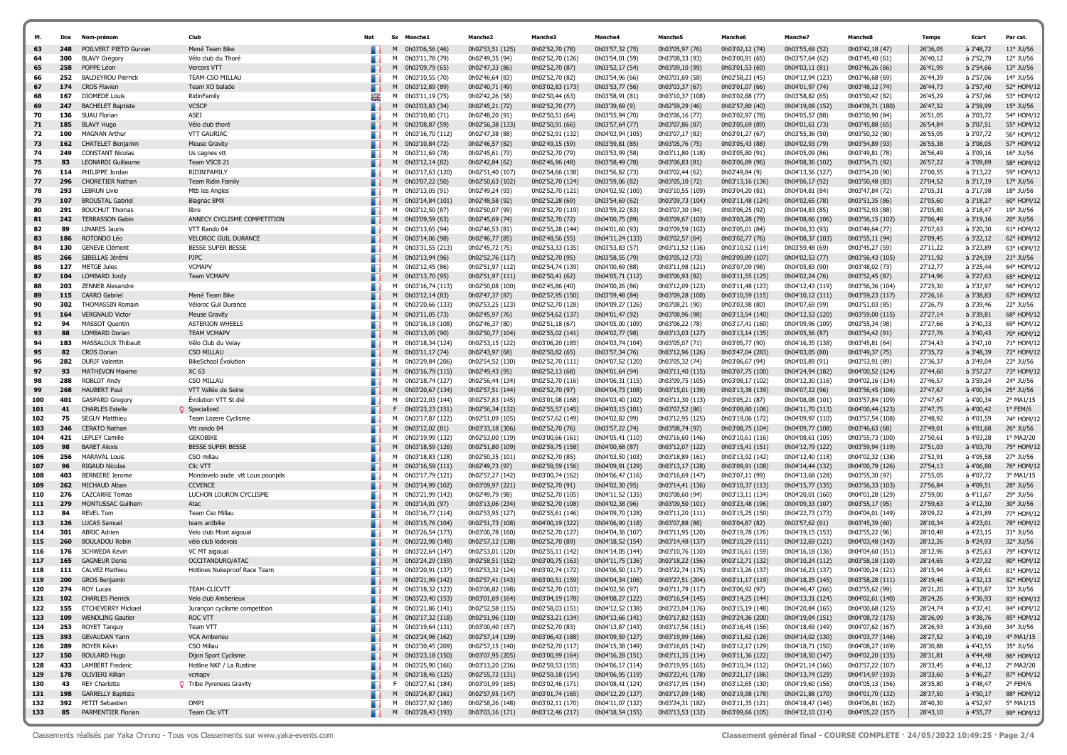| Pl. | Dos | Nom-prénom | Club | Nat | Sx | Manche1 | Manche2 | Manche3 | Manche4 | Manche5 | Manche6 | Manche7 | Manche8 | Temps | Ecart | Par cat. |
|---|---|---|---|---|---|---|---|---|---|---|---|---|---|---|---|---|
| 63 | 248 | POILVERT PIETO Gurvan | Mené Team Bike | | M | 0h03'06,56 (46) | 0h02'53,51 (125) | 0h02'52,70 (78) | 0h03'57,32 (75) | 0h03'05,97 (76) | 0h03'02,12 (74) | 0h03'55,69 (52) | 0h03'42,18 (47) | 26'36,05 | à 2'48,72 | 11° JU/S6 |
| 64 | 300 | BLAVY Grégory | Vélo club du Thoré | | M | 0h03'11,78 (79) | 0h02'49,35 (94) | 0h02'52,70 (126) | 0h03'54,01 (59) | 0h03'08,33 (93) | 0h03'00,91 (65) | 0h03'57,64 (62) | 0h03'45,40 (61) | 26'40,12 | à 2'52,79 | 12° JU/S6 |
| 65 | 258 | POPPE Léon | Vercors VTT | | M | 0h03'09,79 (65) | 0h02'47,33 (86) | 0h02'52,70 (87) | 0h03'52,17 (54) | 0h03'09,10 (99) | 0h03'01,53 (69) | 0h04'03,11 (81) | 0h03'46,26 (66) | 26'41,99 | à 2'54,66 | 13° JU/S6 |
| 66 | 252 | BALDEYROU Pierrick | TEAM-CSO MILLAU | | M | 0h03'10,55 (70) | 0h02'46,64 (83) | 0h02'52,70 (82) | 0h03'54,96 (66) | 0h03'01,69 (58) | 0h02'58,23 (45) | 0h04'12,94 (123) | 0h03'46,68 (69) | 26'44,39 | à 2'57,06 | 14° JU/S6 |
| 67 | 174 | CROS Flavien | Team XO balade | | M | 0h03'12,89 (89) | 0h02'40,71 (49) | 0h03'02,83 (173) | 0h03'53,77 (56) | 0h03'03,37 (67) | 0h03'01,07 (66) | 0h04'01,97 (74) | 0h03'48,12 (74) | 26'44,73 | à 2'57,40 | 52° HOM/12 |
| 68 | 167 | DIOMEDE Louis | RidinFamily | | M | 0h03'11,19 (75) | 0h02'42,26 (58) | 0h02'50,44 (63) | 0h03'58,91 (81) | 0h03'10,37 (108) | 0h03'02,88 (77) | 0h03'58,82 (65) | 0h03'50,42 (82) | 26'45,29 | à 2'57,96 | 53° HOM/12 |
| 69 | 247 | BACHELET Baptiste | VCSCP | | M | 0h03'03,83 (34) | 0h02'45,21 (72) | 0h02'52,70 (77) | 0h03'39,69 (9) | 0h02'59,29 (46) | 0h02'57,80 (40) | 0h04'19,09 (152) | 0h04'09,71 (180) | 26'47,32 | à 2'59,99 | 15° JU/S6 |
| 70 | 136 | SUAU Florian | ASEI | | M | 0h03'10,80 (71) | 0h02'48,20 (91) | 0h02'50,51 (64) | 0h03'55,94 (70) | 0h03'06,16 (77) | 0h03'02,97 (78) | 0h04'05,57 (88) | 0h03'50,90 (84) | 26'51,05 | à 3'03,72 | 54° HOM/12 |
| 71 | 185 | BLAVY Hugo | Vélo club thoré | | M | 0h03'08,87 (59) | 0h02'56,38 (133) | 0h02'50,91 (66) | 0h03'57,64 (77) | 0h03'07,86 (87) | 0h03'05,69 (89) | 0h04'01,61 (73) | 0h03'45,88 (65) | 26'54,84 | à 3'07,51 | 55° HOM/12 |
| 72 | 100 | MAGNAN Arthur | VTT GAURIAC | | M | 0h03'16,70 (112) | 0h02'47,38 (88) | 0h02'52,91 (132) | 0h04'03,94 (105) | 0h03'07,17 (83) | 0h03'01,27 (67) | 0h03'55,36 (50) | 0h03'50,32 (80) | 26'55,05 | à 3'07,72 | 56° HOM/12 |
| 73 | 162 | CHATELET Benjamin | Meuse Gravity | | M | 0h03'10,84 (72) | 0h02'46,57 (82) | 0h02'49,15 (59) | 0h03'59,81 (85) | 0h03'05,76 (75) | 0h03'05,43 (88) | 0h04'02,93 (79) | 0h03'54,89 (93) | 26'55,38 | à 3'08,05 | 57° HOM/12 |
| 74 | 249 | CONSTANT Nicolas | Us cagnes vtt | | M | 0h03'11,69 (78) | 0h02'45,61 (73) | 0h02'52,70 (79) | 0h03'53,99 (58) | 0h03'11,80 (118) | 0h03'05,80 (91) | 0h04'05,09 (86) | 0h03'49,81 (78) | 26'56,49 | à 3'09,16 | 16° JU/S6 |
| 75 | 83 | LEONARDI Guillaume | Team VSCB 21 | | M | 0h03'12,14 (82) | 0h02'42,84 (62) | 0h02'46,96 (48) | 0h03'58,49 (78) | 0h03'06,83 (81) | 0h03'06,89 (96) | 0h04'08,36 (102) | 0h03'54,71 (92) | 26'57,22 | à 3'09,89 | 58° HOM/12 |
| 76 | 114 | PHILIPPE Jordan | RIDIN'FAMILY | | M | 0h03'17,63 (120) | 0h02'51,40 (107) | 0h02'54,66 (138) | 0h03'56,82 (73) | 0h03'02,44 (62) | 0h03'02,49 (9) | 0h04'13,56 (127) | 0h03'54,20 (90) | 27'00,55 | à 3'13,22 | 59° HOM/12 |
| 77 | 296 | CHORETIER Nathan | Team Ridin Family | | M | 0h03'07,22 (50) | 0h02'50,63 (102) | 0h02'52,70 (124) | 0h03'59,06 (82) | 0h03'05,10 (72) | 0h03'13,16 (136) | 0h04'06,17 (92) | 0h03'50,48 (83) | 27'04,52 | à 3'17,19 | 17° JU/S6 |
| 78 | 293 | LEBRUN Livio | Mtb les Angles | | M | 0h03'13,05 (91) | 0h02'49,24 (93) | 0h02'52,70 (121) | 0h04'02,92 (100) | 0h03'10,55 (109) | 0h03'04,20 (81) | 0h04'04,81 (84) | 0h03'47,84 (72) | 27'05,31 | à 3'17,98 | 18° JU/S6 |
| 79 | 107 | BROUSTAL Gabriel | Blagnac BMX | | M | 0h03'14,84 (101) | 0h02'48,58 (92) | 0h02'52,28 (69) | 0h03'54,69 (62) | 0h03'09,73 (104) | 0h03'11,48 (124) | 0h04'02,65 (78) | 0h03'51,35 (86) | 27'05,60 | à 3'18,27 | 60° HOM/12 |
| 80 | 291 | BOUCHUT Thomas | libre | | M | 0h03'12,50 (87) | 0h02'50,07 (99) | 0h02'52,70 (119) | 0h03'59,22 (83) | 0h03'07,30 (84) | 0h03'06,25 (92) | 0h04'04,83 (85) | 0h03'52,93 (88) | 27'05,80 | à 3'18,47 | 19° JU/S6 |
| 81 | 242 | TERRASSON Gabin | ANNECY CYCLISME COMPETITION | | M | 0h03'09,59 (63) | 0h02'45,69 (74) | 0h02'52,70 (72) | 0h04'00,75 (89) | 0h03'09,67 (103) | 0h03'03,28 (79) | 0h04'08,66 (106) | 0h03'56,15 (102) | 27'06,49 | à 3'19,16 | 20° JU/S6 |
| 82 | 89 | LINARES Jauris | VTT Rando 04 | | M | 0h03'13,65 (94) | 0h02'46,53 (81) | 0h02'55,28 (144) | 0h04'01,60 (93) | 0h03'09,59 (102) | 0h03'05,01 (84) | 0h04'06,33 (93) | 0h03'49,64 (77) | 27'07,63 | à 3'20,30 | 61° HOM/12 |
| 83 | 186 | ROTONDO Léo | VELOROC GUIL DURANCE | | M | 0h03'14,06 (98) | 0h02'46,77 (85) | 0h02'48,56 (55) | 0h04'11,24 (133) | 0h03'02,57 (64) | 0h03'12,77 (76) | 0h04'08,37 (103) | 0h03'55,11 (94) | 27'09,45 | à 3'22,12 | 62° HOM/12 |
| 84 | 130 | GENEVE Clément | BESSE SUPER BESSE | | M | 0h03'31,55 (213) | 0h02'45,72 (75) | 0h02'53,33 (135) | 0h03'53,83 (57) | 0h03'11,52 (116) | 0h03'10,52 (114) | 0h03'59,48 (69) | 0h03'45,27 (59) | 27'11,22 | à 3'23,89 | 63° HOM/12 |
| 85 | 266 | SIBELLAS Jérémi | PJPC | | M | 0h03'13,94 (96) | 0h02'52,76 (117) | 0h02'52,70 (95) | 0h03'58,55 (79) | 0h03'05,12 (73) | 0h03'09,89 (107) | 0h04'02,53 (77) | 0h03'56,43 (105) | 27'11,92 | à 3'24,59 | 21° JU/S6 |
| 86 | 127 | METGE Jules | VCMAPV | | M | 0h03'12,45 (86) | 0h02'51,97 (112) | 0h02'54,74 (139) | 0h04'00,69 (88) | 0h03'11,98 (121) | 0h03'07,09 (98) | 0h04'05,83 (90) | 0h03'48,02 (73) | 27'12,77 | à 3'25,44 | 64° HOM/12 |
| 87 | 104 | LOMBARD Jordy | Team VCMAPV | | M | 0h03'13,70 (95) | 0h02'51,97 (111) | 0h02'50,41 (62) | 0h04'05,71 (112) | 0h03'06,93 (82) | 0h03'11,55 (125) | 0h04'02,24 (76) | 0h03'52,45 (87) | 27'14,96 | à 3'27,63 | 65° HOM/12 |
| 88 | 203 | ZENNER Alexandre | | | M | 0h03'16,74 (113) | 0h02'50,08 (100) | 0h02'45,86 (40) | 0h04'00,26 (86) | 0h03'12,09 (123) | 0h03'11,48 (123) | 0h04'12,43 (119) | 0h03'56,36 (104) | 27'25,30 | à 3'37,97 | 66° HOM/12 |
| 89 | 115 | CARRO Gabriel | Mené Team Bike | | M | 0h03'12,14 (83) | 0h02'47,37 (87) | 0h02'57,95 (150) | 0h03'59,48 (84) | 0h03'09,28 (100) | 0h03'10,59 (115) | 0h04'10,12 (111) | 0h03'59,23 (117) | 27'26,16 | à 3'38,83 | 67° HOM/12 |
| 90 | 302 | THOMASSIN Romain | Véloroc Guil Durance | | M | 0h03'20,66 (133) | 0h02'53,25 (123) | 0h02'52,70 (128) | 0h04'09,27 (126) | 0h03'08,21 (90) | 0h03'03,98 (80) | 0h04'07,69 (99) | 0h03'51,03 (85) | 27'26,79 | à 3'39,46 | 22° JU/S6 |
| 91 | 164 | VERGNAUD Victor | Meuse Gravity | | M | 0h03'11,05 (73) | 0h02'45,97 (76) | 0h02'54,62 (137) | 0h04'01,47 (92) | 0h03'08,96 (98) | 0h03'13,54 (140) | 0h04'12,53 (120) | 0h03'59,00 (115) | 27'27,14 | à 3'39,81 | 68° HOM/12 |
| 92 | 94 | MASSOT Quentin | ASTERION WHEELS | | M | 0h03'16,18 (108) | 0h02'46,37 (80) | 0h02'51,18 (67) | 0h04'05,00 (109) | 0h03'06,22 (78) | 0h03'17,41 (160) | 0h04'09,96 (109) | 0h03'55,34 (98) | 27'27,66 | à 3'40,33 | 69° HOM/12 |
| 93 | 88 | LOMBARD Dorian | TEAM VCMAPV | | M | 0h03'13,05 (90) | 0h02'50,77 (104) | 0h02'55,02 (141) | 0h04'02,77 (98) | 0h03'13,03 (127) | 0h03'13,14 (135) | 0h04'05,56 (87) | 0h03'54,42 (91) | 27'27,76 | à 3'40,43 | 70° HOM/12 |
| 94 | 183 | MASSALOUX Thibault | Vélo Club du Velay | | M | 0h03'18,34 (124) | 0h02'53,15 (122) | 0h03'06,20 (185) | 0h04'03,74 (104) | 0h03'05,07 (71) | 0h03'05,77 (90) | 0h04'16,35 (138) | 0h03'45,81 (64) | 27'34,43 | à 3'47,10 | 71° HOM/12 |
| 95 | 82 | CROS Dorian | CSO MILLAU | | M | 0h03'11,17 (74) | 0h02'43,97 (68) | 0h02'50,82 (65) | 0h03'57,34 (76) | 0h03'12,96 (126) | 0h03'47,04 (283) | 0h04'03,05 (80) | 0h03'49,37 (75) | 27'35,72 | à 3'48,39 | 72° HOM/12 |
| 96 | 282 | DURIF Valentin | BikeSchool Évolution | | M | 0h03'29,84 (206) | 0h02'54,52 (130) | 0h02'52,70 (111) | 0h04'07,52 (120) | 0h03'05,32 (74) | 0h03'06,67 (94) | 0h04'05,89 (91) | 0h03'53,91 (89) | 27'36,37 | à 3'49,04 | 23° JU/S6 |
| 97 | 93 | MATHEVON Maxime | XC 63 | | M | 0h03'16,79 (115) | 0h02'49,43 (95) | 0h02'52,13 (68) | 0h04'01,64 (94) | 0h03'11,40 (115) | 0h03'07,75 (100) | 0h04'24,94 (182) | 0h04'00,52 (124) | 27'44,60 | à 3'57,27 | 73° HOM/12 |
| 98 | 288 | ROBLOT Andy | CSO MILLAU | | M | 0h03'18,74 (127) | 0h02'56,44 (134) | 0h02'52,70 (116) | 0h04'06,31 (115) | 0h03'09,75 (105) | 0h03'08,17 (102) | 0h04'12,30 (116) | 0h04'02,16 (134) | 27'46,57 | à 3'59,24 | 24° JU/S6 |
| 99 | 268 | HAUBERT Paul | VTT Vallée de Seine | | M | 0h03'20,67 (134) | 0h02'57,51 (144) | 0h02'52,70 (97) | 0h04'04,73 (108) | 0h03'15,01 (139) | 0h03'13,38 (139) | 0h04'07,22 (96) | 0h03'56,45 (106) | 27'47,67 | à 4'00,34 | 25° JU/S6 |
| 100 | 401 | GASPARD Gregory | Évolution VTT St dié | | M | 0h03'22,03 (144) | 0h02'57,83 (145) | 0h03'01,98 (168) | 0h04'03,40 (102) | 0h03'11,30 (113) | 0h03'05,21 (87) | 0h04'08,08 (101) | 0h03'57,84 (109) | 27'47,67 | à 4'00,34 | 2° MA1/15 |
| 101 | 41 | CHARLES Estelle | Specialized | | F | 0h03'23,23 (151) | 0h02'56,34 (132) | 0h02'55,57 (145) | 0h04'03,15 (101) | 0h03'07,52 (86) | 0h03'09,80 (106) | 0h04'11,70 (113) | 0h04'00,44 (123) | 27'47,75 | à 4'00,42 | 1° FEM/6 |
| 102 | 75 | SEGUY Matthieu | Team Lozere Cyclisme | | M | 0h03'17,87 (122) | 0h02'51,09 (105) | 0h02'57,62 (149) | 0h04'02,82 (99) | 0h03'12,95 (125) | 0h03'19,06 (172) | 0h04'09,97 (110) | 0h03'57,54 (108) | 27'48,92 | à 4'01,59 | 74° HOM/12 |
| 103 | 246 | CERATO Nathan | Vtt rando 04 | | M | 0h03'12,02 (81) | 0h03'33,18 (306) | 0h02'52,70 (76) | 0h03'57,22 (74) | 0h03'08,74 (97) | 0h03'08,75 (104) | 0h04'09,77 (108) | 0h03'46,63 (68) | 27'49,01 | à 4'01,68 | 26° JU/S6 |
| 104 | 421 | LEPLEY Camille | GEKOBIKE | | M | 0h03'19,99 (132) | 0h02'53,00 (119) | 0h03'00,66 (161) | 0h04'05,41 (110) | 0h03'16,60 (146) | 0h03'10,61 (116) | 0h04'08,61 (105) | 0h03'55,73 (100) | 27'50,61 | à 4'03,28 | 1° MA2/20 |
| 105 | 98 | BARET Alexis | BESSE SUPER BESSE | | M | 0h03'18,59 (126) | 0h02'51,80 (109) | 0h02'59,75 (158) | 0h04'00,68 (87) | 0h03'12,07 (122) | 0h03'15,41 (151) | 0h04'12,79 (122) | 0h03'59,94 (119) | 27'51,03 | à 4'03,70 | 75° HOM/12 |
| 106 | 256 | MARAVAL Louis | CSO millau | | M | 0h03'18,83 (128) | 0h02'50,35 (101) | 0h02'52,70 (85) | 0h04'03,50 (103) | 0h03'18,89 (161) | 0h03'13,92 (142) | 0h04'12,40 (118) | 0h04'02,32 (138) | 27'52,91 | à 4'05,58 | 27° JU/S6 |
| 107 | 96 | RIGAUD Nicolas | Clic VTT | | M | 0h03'16,59 (111) | 0h02'49,73 (97) | 0h02'59,59 (156) | 0h04'09,91 (129) | 0h03'13,17 (128) | 0h03'09,91 (108) | 0h04'14,44 (132) | 0h04'00,79 (126) | 27'54,13 | à 4'06,80 | 76° HOM/12 |
| 108 | 403 | BERNIERE Jerome | Mondovelo aude vtt Lous pounpils | | M | 0h03'17,79 (121) | 0h02'57,27 (142) | 0h03'00,74 (162) | 0h04'06,47 (116) | 0h03'16,69 (147) | 0h03'07,11 (99) | 0h04'13,68 (128) | 0h03'55,30 (97) | 27'55,05 | à 4'07,72 | 3° MA1/15 |
| 109 | 262 | MICHAUD Alban | CCVENCE | | M | 0h03'14,99 (102) | 0h03'09,97 (221) | 0h02'52,70 (91) | 0h04'02,30 (95) | 0h03'14,41 (136) | 0h03'10,37 (113) | 0h04'15,77 (135) | 0h03'56,33 (103) | 27'56,84 | à 4'09,51 | 28° JU/S6 |
| 110 | 276 | CAZCARRE Tomas | LUCHON LOURON CYCLISME | | M | 0h03'21,99 (143) | 0h02'49,79 (98) | 0h02'52,70 (105) | 0h04'11,52 (135) | 0h03'08,60 (94) | 0h03'13,11 (134) | 0h04'20,01 (160) | 0h04'01,28 (129) | 27'59,00 | à 4'11,67 | 29° JU/S6 |
| 111 | 279 | MONTUSSAC Guilhem | Atac | | M | 0h03'14,01 (97) | 0h03'13,06 (234) | 0h02'52,70 (108) | 0h04'02,38 (96) | 0h03'09,50 (101) | 0h03'23,48 (196) | 0h04'09,33 (107) | 0h03'55,17 (95) | 27'59,63 | à 4'12,30 | 30° JU/S6 |
| 112 | 84 | REVEL Tom | Team Cso Millau | | M | 0h03'16,77 (114) | 0h02'53,95 (127) | 0h02'55,61 (146) | 0h04'09,70 (128) | 0h03'11,20 (111) | 0h03'15,25 (150) | 0h04'22,73 (173) | 0h04'04,01 (149) | 28'09,22 | à 4'21,89 | 77° HOM/12 |
| 113 | 126 | LUCAS Samuel | team ardbike | | M | 0h03'15,76 (104) | 0h02'51,73 (108) | 0h04'00,19 (322) | 0h04'06,90 (118) | 0h03'07,88 (88) | 0h03'04,87 (82) | 0h03'57,62 (61) | 0h03'45,39 (60) | 28'10,34 | à 4'23,01 | 78° HOM/12 |
| 114 | 301 | ABRIC Adrien | Velo club Mont aigoual | | M | 0h03'26,54 (173) | 0h03'00,78 (160) | 0h02'52,70 (127) | 0h04'04,36 (107) | 0h03'11,95 (120) | 0h03'19,78 (176) | 0h04'19,15 (153) | 0h03'55,22 (96) | 28'10,48 | à 4'23,15 | 31° JU/S6 |
| 115 | 260 | BOULADOU Robin | vélo club lodevois | | M | 0h03'22,98 (148) | 0h02'57,12 (138) | 0h02'52,70 (89) | 0h04'18,52 (154) | 0h03'14,48 (137) | 0h03'10,29 (111) | 0h04'12,69 (121) | 0h04'03,48 (143) | 28'12,26 | à 4'24,93 | 32° JU/S6 |
| 116 | 176 | SCHWEDA Kevin | VC MT aigoual | | M | 0h03'22,64 (147) | 0h02'53,01 (120) | 0h02'55,11 (142) | 0h04'14,05 (144) | 0h03'10,76 (110) | 0h03'16,61 (159) | 0h04'16,18 (136) | 0h04'04,60 (151) | 28'12,96 | à 4'25,63 | 79° HOM/12 |
| 117 | 165 | GAGNEUR Denis | OCCITANDURO/ATAC | | M | 0h03'24,29 (159) | 0h02'58,51 (152) | 0h03'00,75 (163) | 0h04'11,75 (136) | 0h03'18,22 (156) | 0h03'12,71 (132) | 0h04'10,24 (112) | 0h03'58,18 (110) | 28'14,65 | à 4'27,32 | 80° HOM/12 |
| 118 | 111 | CALVEZ Mathieu | Hotlines Nukeproof Race Team | | M | 0h03'20,91 (137) | 0h02'53,32 (124) | 0h03'02,74 (172) | 0h04'06,50 (117) | 0h03'22,74 (175) | 0h03'13,26 (137) | 0h04'16,23 (137) | 0h04'00,24 (121) | 28'15,94 | à 4'28,61 | 81° HOM/12 |
| 119 | 200 | GROS Benjamin | | | M | 0h03'21,99 (142) | 0h02'57,41 (143) | 0h03'00,51 (159) | 0h04'04,34 (106) | 0h03'27,51 (204) | 0h03'11,17 (119) | 0h04'18,25 (145) | 0h03'58,28 (111) | 28'19,46 | à 4'32,13 | 82° HOM/12 |
| 120 | 274 | ROY Lucas | TEAM-CLICVTT | | M | 0h03'18,32 (123) | 0h03'06,82 (198) | 0h02'52,70 (103) | 0h04'02,56 (97) | 0h03'11,79 (117) | 0h03'06,92 (97) | 0h04'46,47 (266) | 0h03'55,62 (99) | 28'21,20 | à 4'33,87 | 33° JU/S6 |
| 121 | 102 | CHARLES Pierrick | Velo club Amberieux | | M | 0h03'23,40 (153) | 0h03'01,69 (164) | 0h03'04,19 (178) | 0h04'08,27 (122) | 0h03'16,54 (145) | 0h03'14,25 (144) | 0h04'13,31 (124) | 0h04'02,61 (140) | 28'24,26 | à 4'36,93 | 83° HOM/12 |
| 122 | 155 | ETCHEVERRY Mickael | Jurançon cyclisme competition | | M | 0h03'21,86 (141) | 0h02'52,58 (115) | 0h02'58,03 (151) | 0h04'12,52 (138) | 0h03'23,04 (176) | 0h03'15,19 (148) | 0h04'20,84 (165) | 0h04'00,68 (125) | 28'24,74 | à 4'37,41 | 84° HOM/12 |
| 123 | 109 | WENDLING Gautier | ROC VTT | | M | 0h03'17,32 (118) | 0h02'51,96 (110) | 0h02'53,21 (134) | 0h04'13,66 (141) | 0h03'17,82 (153) | 0h03'24,36 (200) | 0h04'19,04 (151) | 0h04'08,72 (175) | 28'26,09 | à 4'38,76 | 85° HOM/12 |
| 124 | 253 | ROYET Tanguy | Team VTT | | M | 0h03'19,64 (131) | 0h03'00,40 (157) | 0h02'52,70 (83) | 0h04'13,87 (143) | 0h03'17,56 (151) | 0h03'16,45 (156) | 0h04'18,69 (149) | 0h04'07,62 (167) | 28'26,93 | à 4'39,60 | 34° JU/S6 |
| 125 | 393 | GEVAUDAN Yann | VCA Amberieu | | M | 0h03'24,96 (162) | 0h02'57,14 (139) | 0h03'06,43 (188) | 0h04'09,59 (127) | 0h03'19,99 (166) | 0h03'11,62 (126) | 0h04'14,02 (130) | 0h04'03,77 (146) | 28'27,52 | à 4'40,19 | 4° MA1/15 |
| 126 | 289 | BOYER Kévin | CSO Millau | | M | 0h03'30,45 (209) | 0h02'57,15 (140) | 0h02'52,70 (117) | 0h04'15,38 (149) | 0h03'16,05 (142) | 0h03'12,17 (129) | 0h04'18,71 (150) | 0h04'08,27 (169) | 28'30,88 | à 4'43,55 | 35° JU/S6 |
| 127 | 150 | BOULARD Hugo | Dijon Sport Cyclisme | | M | 0h03'23,18 (150) | 0h03'07,95 (205) | 0h03'00,99 (164) | 0h04'16,28 (151) | 0h03'11,35 (114) | 0h03'11,36 (122) | 0h04'18,50 (147) | 0h04'02,20 (135) | 28'31,81 | à 4'44,48 | 86° HOM/12 |
| 128 | 433 | LAMBERT Frederic | Hotline NKF / La Rustine | | M | 0h03'25,90 (166) | 0h03'13,20 (236) | 0h02'59,53 (155) | 0h04'06,17 (114) | 0h03'19,95 (165) | 0h03'10,34 (112) | 0h04'21,14 (166) | 0h03'57,22 (107) | 28'33,45 | à 4'46,12 | 2° MA2/20 |
| 129 | 178 | OLIVIERI Killian | vcmapv | | M | 0h03'18,46 (125) | 0h02'55,72 (131) | 0h02'59,18 (154) | 0h04'06,95 (119) | 0h03'23,41 (178) | 0h03'21,17 (186) | 0h04'13,74 (129) | 0h04'14,97 (193) | 28'33,60 | à 4'46,27 | 87° HOM/12 |
| 130 | 43 | REY Charlotte | Tribe Pyrenees Gravity | | F | 0h03'27,61 (184) | 0h03'01,99 (165) | 0h03'02,46 (171) | 0h04'08,41 (124) | 0h03'17,95 (154) | 0h03'12,65 (130) | 0h04'19,60 (156) | 0h04'05,13 (156) | 28'35,80 | à 4'48,47 | 2° FEM/6 |
| 131 | 198 | GARRELLY Baptiste | | | M | 0h03'24,87 (161) | 0h02'57,95 (147) | 0h03'01,74 (165) | 0h04'12,29 (137) | 0h03'17,09 (148) | 0h03'19,98 (178) | 0h04'21,88 (170) | 0h04'01,70 (132) | 28'37,50 | à 4'50,17 | 88° HOM/12 |
| 132 | 392 | PETIT Sebastien | OMPI | | M | 0h03'27,92 (186) | 0h02'58,26 (148) | 0h03'02,11 (170) | 0h04'11,07 (132) | 0h03'24,31 (182) | 0h03'11,35 (121) | 0h04'18,47 (146) | 0h04'06,81 (162) | 28'40,30 | à 4'52,97 | 5° MA1/15 |
| 133 | 85 | PARMENTIER Florian | Team Clic VTT | | M | 0h03'28,43 (193) | 0h03'03,16 (171) | 0h03'12,46 (217) | 0h04'18,54 (155) | 0h03'13,53 (132) | 0h03'09,66 (105) | 0h04'12,10 (114) | 0h04'05,22 (157) | 28'43,10 | à 4'55,77 | 89° HOM/12 |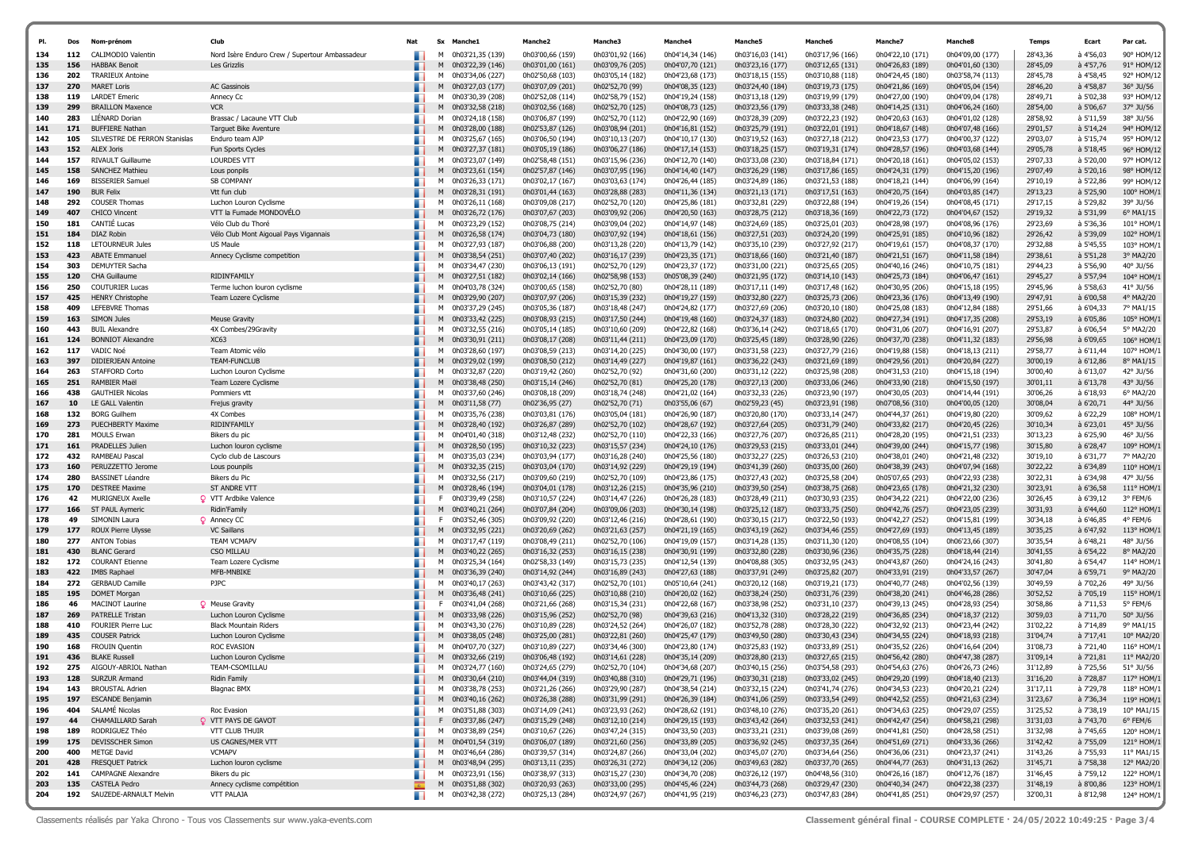| Pl. | Dos | Nom-prénom | Club | Nat | Sx | Manche1 | Manche2 | Manche3 | Manche4 | Manche5 | Manche6 | Manche7 | Manche8 | Temps | Ecart | Par cat. |
|---|---|---|---|---|---|---|---|---|---|---|---|---|---|---|---|---|
| 134 | 112 | CALIMODIO Valentin | Nord Isère Enduro Crew / Supertour Ambassadeur | | M | 0h03'21,35 (139) | 0h03'00,66 (159) | 0h03'01,92 (166) | 0h04'14,34 (146) | 0h03'16,03 (141) | 0h03'17,96 (166) | 0h04'22,10 (171) | 0h04'09,00 (177) | 28'43,36 | à 4'56,03 | 90° HOM/12 |
| 135 | 156 | HABBAK Benoit | Les Grizzlis | | M | 0h03'22,39 (146) | 0h03'01,00 (161) | 0h03'09,76 (205) | 0h04'07,70 (121) | 0h03'23,16 (177) | 0h03'12,65 (131) | 0h04'26,83 (189) | 0h04'01,60 (130) | 28'45,09 | à 4'57,76 | 91° HOM/12 |
| 136 | 202 | TRARIEUX Antoine | | | M | 0h03'34,06 (227) | 0h02'50,68 (103) | 0h03'05,14 (182) | 0h04'23,68 (173) | 0h03'18,15 (155) | 0h03'10,88 (118) | 0h04'24,45 (180) | 0h03'58,74 (113) | 28'45,78 | à 4'58,45 | 92° HOM/12 |
| 137 | 270 | MARET Loris | AC Gassinois | | M | 0h03'27,03 (177) | 0h03'07,09 (201) | 0h02'52,70 (99) | 0h04'08,35 (123) | 0h03'24,40 (184) | 0h03'19,73 (175) | 0h04'21,86 (169) | 0h04'05,04 (154) | 28'46,20 | à 4'58,87 | 36° JU/56 |
| 138 | 119 | LARDET Emeric | Annecy Cc | | M | 0h03'30,39 (208) | 0h02'52,08 (114) | 0h02'58,79 (152) | 0h04'19,24 (158) | 0h03'13,18 (129) | 0h03'19,99 (179) | 0h04'27,00 (190) | 0h04'09,04 (178) | 28'49,71 | à 5'02,38 | 93° HOM/12 |
| 139 | 299 | BRAILLON Maxence | VCR | | M | 0h03'32,58 (218) | 0h03'02,56 (168) | 0h02'52,70 (125) | 0h04'08,73 (125) | 0h03'23,56 (179) | 0h03'33,38 (248) | 0h04'14,25 (131) | 0h04'06,24 (160) | 28'54,00 | à 5'06,67 | 37° JU/56 |
| 140 | 283 | LIÉNARD Dorian | Brassac / Lacaune VTT Club | | M | 0h03'24,18 (158) | 0h03'06,87 (199) | 0h02'52,70 (112) | 0h04'22,90 (169) | 0h03'28,39 (209) | 0h03'22,23 (192) | 0h04'20,63 (163) | 0h04'01,02 (128) | 28'58,92 | à 5'11,59 | 38° JU/56 |
| 141 | 171 | BUFFIERE Nathan | Targuet Bike Aventure | | M | 0h03'28,00 (188) | 0h02'53,87 (126) | 0h03'08,94 (201) | 0h04'16,81 (152) | 0h03'25,79 (191) | 0h03'22,01 (191) | 0h04'18,67 (148) | 0h04'07,48 (166) | 29'01,57 | à 5'14,24 | 94° HOM/12 |
| 142 | 105 | SILVESTRE DE FERRON Stanislas | Enduro team AJP | | M | 0h03'25,67 (165) | 0h03'06,50 (194) | 0h03'10,13 (207) | 0h04'10,17 (130) | 0h03'19,52 (163) | 0h03'27,18 (212) | 0h04'23,53 (177) | 0h04'00,37 (122) | 29'03,07 | à 5'15,74 | 95° HOM/12 |
| 143 | 152 | ALEX Joris | Fun Sports Cycles | | M | 0h03'27,37 (181) | 0h03'05,19 (186) | 0h03'06,27 (186) | 0h04'17,14 (153) | 0h03'18,25 (157) | 0h03'19,31 (174) | 0h04'28,57 (196) | 0h04'03,68 (144) | 29'05,78 | à 5'18,45 | 96° HOM/12 |
| 144 | 157 | RIVAULT Guillaume | LOURDES VTT | | M | 0h03'23,07 (149) | 0h02'58,48 (151) | 0h03'15,96 (236) | 0h04'12,70 (140) | 0h03'33,08 (230) | 0h03'18,84 (171) | 0h04'20,18 (161) | 0h04'05,02 (153) | 29'07,33 | à 5'20,00 | 97° HOM/12 |
| 145 | 158 | SANCHEZ Mathieu | Lous ponpils | | M | 0h03'23,61 (154) | 0h02'57,87 (146) | 0h03'07,95 (196) | 0h04'14,40 (147) | 0h03'26,29 (198) | 0h03'17,86 (165) | 0h04'24,31 (179) | 0h04'15,20 (196) | 29'07,49 | à 5'20,16 | 98° HOM/12 |
| 146 | 169 | BISSERIER Samuel | SB COMPANY | | M | 0h03'26,33 (171) | 0h03'02,17 (167) | 0h03'03,63 (174) | 0h04'26,44 (185) | 0h03'24,89 (186) | 0h03'21,53 (188) | 0h04'18,21 (144) | 0h04'06,99 (164) | 29'10,19 | à 5'22,86 | 99° HOM/12 |
| 147 | 190 | BUR Felix | Vtt fun club | | M | 0h03'28,31 (191) | 0h03'01,44 (163) | 0h03'28,88 (283) | 0h04'11,36 (134) | 0h03'21,13 (171) | 0h03'17,51 (163) | 0h04'20,75 (164) | 0h04'03,85 (147) | 29'13,23 | à 5'25,90 | 100° HOM/1 |
| 148 | 292 | COUSER Thomas | Luchon Louron Cyclisme | | M | 0h03'26,11 (168) | 0h03'09,08 (217) | 0h02'52,70 (120) | 0h04'25,86 (181) | 0h03'32,81 (229) | 0h03'22,88 (194) | 0h04'19,26 (154) | 0h04'08,45 (171) | 29'17,15 | à 5'29,82 | 39° JU/56 |
| 149 | 407 | CHICO Vincent | VTT la Fumade MONDOVÉLO | | M | 0h03'26,72 (176) | 0h03'07,67 (203) | 0h03'09,92 (206) | 0h04'20,50 (163) | 0h03'28,75 (212) | 0h03'18,36 (169) | 0h04'22,73 (172) | 0h04'04,67 (152) | 29'19,32 | à 5'31,99 | 6° MA1/15 |
| 150 | 181 | CANTIÉ Lucas | Vélo Club du Thoré | | M | 0h03'23,29 (152) | 0h03'08,75 (214) | 0h03'09,04 (202) | 0h04'14,97 (148) | 0h03'24,69 (185) | 0h03'25,01 (203) | 0h04'28,98 (197) | 0h04'08,96 (176) | 29'23,69 | à 5'36,36 | 101° HOM/1 |
| 151 | 184 | DIAZ Robin | Vélo Club Mont Aigoual Pays Vigannais | | M | 0h03'26,58 (174) | 0h03'04,73 (180) | 0h03'07,92 (194) | 0h04'18,61 (156) | 0h03'27,51 (203) | 0h03'24,20 (199) | 0h04'25,91 (185) | 0h04'10,96 (182) | 29'26,42 | à 5'39,09 | 102° HOM/1 |
| 152 | 118 | LETOURNEUR Jules | US Maule | | M | 0h03'27,93 (187) | 0h03'06,88 (200) | 0h03'13,28 (220) | 0h04'13,79 (142) | 0h03'35,10 (239) | 0h03'27,92 (217) | 0h04'19,61 (157) | 0h04'08,37 (170) | 29'32,88 | à 5'45,55 | 103° HOM/1 |
| 153 | 423 | ABATE Emmanuel | Annecy Cyclisme competition | | M | 0h03'38,54 (251) | 0h03'07,40 (202) | 0h03'16,17 (239) | 0h04'23,35 (171) | 0h03'18,66 (160) | 0h03'21,40 (187) | 0h04'21,51 (167) | 0h04'11,58 (184) | 29'38,61 | à 5'51,28 | 3° MA2/20 |
| 154 | 303 | DEMUYTER Sacha | | | M | 0h03'34,47 (230) | 0h03'06,13 (191) | 0h02'52,70 (129) | 0h04'23,37 (172) | 0h03'31,00 (221) | 0h03'33,05 (245) | 0h04'40,16 (246) | 0h04'10,75 (181) | 29'44,23 | à 5'56,90 | 40° JU/56 |
| 155 | 120 | CHA Guillaume | RIDIN'FAMILY | | M | 0h03'27,51 (182) | 0h03'02,14 (166) | 0h02'58,98 (153) | 0h05'08,39 (240) | 0h03'21,95 (172) | 0h03'14,10 (143) | 0h04'25,73 (184) | 0h04'06,47 (161) | 29'45,27 | à 5'57,94 | 104° HOM/1 |
| 156 | 250 | COUTURIER Lucas | Terme luchon louron cyclisme | | M | 0h04'03,78 (324) | 0h03'00,65 (158) | 0h02'52,70 (80) | 0h04'28,11 (189) | 0h03'17,11 (149) | 0h03'17,48 (162) | 0h04'30,95 (206) | 0h04'15,18 (195) | 29'45,96 | à 5'58,63 | 41° JU/56 |
| 157 | 425 | HENRY Christophe | Team Lozere Cyclisme | | M | 0h03'29,90 (207) | 0h03'07,97 (206) | 0h03'15,39 (232) | 0h04'19,27 (159) | 0h03'32,80 (227) | 0h03'25,73 (206) | 0h04'23,36 (176) | 0h04'13,49 (190) | 29'47,91 | à 6'00,58 | 4° MA2/20 |
| 158 | 409 | LEFEBVRE Thomas | | | M | 0h03'37,29 (245) | 0h03'05,36 (187) | 0h03'18,48 (247) | 0h04'24,82 (177) | 0h03'27,69 (206) | 0h03'20,10 (180) | 0h04'25,08 (183) | 0h04'12,84 (188) | 29'51,66 | à 6'04,33 | 7° MA1/15 |
| 159 | 163 | SIMON Jules | Meuse Gravity | | M | 0h03'33,42 (225) | 0h03'08,93 (215) | 0h03'17,50 (244) | 0h04'19,48 (160) | 0h03'24,37 (183) | 0h03'24,80 (202) | 0h04'27,34 (191) | 0h04'17,35 (208) | 29'53,19 | à 6'05,86 | 105° HOM/1 |
| 160 | 443 | BUIL Alexandre | 4X Combes/29Gravity | | M | 0h03'32,55 (216) | 0h03'05,14 (185) | 0h03'10,60 (209) | 0h04'22,82 (168) | 0h03'36,14 (242) | 0h03'18,65 (170) | 0h04'31,06 (207) | 0h04'16,91 (207) | 29'53,87 | à 6'06,54 | 5° MA2/20 |
| 161 | 124 | BONNIOT Alexandre | XC63 | | M | 0h03'30,91 (211) | 0h03'08,17 (208) | 0h03'11,44 (211) | 0h04'23,09 (170) | 0h03'25,45 (189) | 0h03'28,90 (226) | 0h04'37,70 (238) | 0h04'11,32 (183) | 29'56,98 | à 6'09,65 | 106° HOM/1 |
| 162 | 117 | VADIC Noé | Team Atomic vélo | | M | 0h03'28,60 (197) | 0h03'08,59 (213) | 0h03'14,20 (225) | 0h04'30,00 (197) | 0h03'31,58 (223) | 0h03'27,79 (216) | 0h04'19,88 (158) | 0h04'18,13 (211) | 29'58,77 | à 6'11,44 | 107° HOM/1 |
| 163 | 397 | DIDIERJEAN Antoine | TEAM-FUNCLUB | | M | 0h03'29,02 (199) | 0h03'08,50 (212) | 0h03'14,49 (227) | 0h04'19,87 (161) | 0h03'36,22 (243) | 0h03'21,69 (189) | 0h04'29,56 (201) | 0h04'20,84 (227) | 30'00,19 | à 6'12,86 | 8° MA1/15 |
| 164 | 263 | STAFFORD Corto | Luchon Louron Cyclisme | | M | 0h03'32,87 (220) | 0h03'19,42 (260) | 0h02'52,70 (92) | 0h04'31,60 (200) | 0h03'31,12 (222) | 0h03'25,98 (208) | 0h04'31,53 (210) | 0h04'15,18 (194) | 30'00,40 | à 6'13,07 | 42° JU/56 |
| 165 | 251 | RAMBIER Maël | Team Lozere Cyclisme | | M | 0h03'38,48 (250) | 0h03'15,14 (246) | 0h02'52,70 (81) | 0h04'25,20 (178) | 0h03'27,13 (200) | 0h03'33,06 (246) | 0h04'33,90 (218) | 0h04'15,50 (197) | 30'01,11 | à 6'13,78 | 43° JU/56 |
| 166 | 438 | GAUTHIER Nicolas | Pommiers vtt | | M | 0h03'37,60 (246) | 0h03'08,18 (209) | 0h03'18,74 (248) | 0h04'21,02 (164) | 0h03'32,33 (226) | 0h03'23,90 (197) | 0h04'30,05 (203) | 0h04'14,44 (191) | 30'06,26 | à 6'18,93 | 6° MA2/20 |
| 167 | 10 | LE GALL Valentin | Frejus gravity | | M | 0h03'11,58 (77) | 0h02'36,95 (27) | 0h02'52,70 (71) | 0h03'55,06 (67) | 0h02'59,23 (45) | 0h03'23,91 (198) | 0h07'08,56 (310) | 0h04'00,05 (120) | 30'08,04 | à 6'20,71 | 44° JU/56 |
| 168 | 132 | BORG Guilhem | 4X Combes | | M | 0h03'35,76 (238) | 0h03'03,81 (176) | 0h03'05,04 (181) | 0h04'26,90 (187) | 0h03'20,80 (170) | 0h03'33,14 (247) | 0h04'44,37 (261) | 0h04'19,80 (220) | 30'09,62 | à 6'22,29 | 108° HOM/1 |
| 169 | 273 | PUECHBERTY Maxime | RIDIN'FAMILY | | M | 0h03'28,40 (192) | 0h03'26,87 (289) | 0h02'52,70 (102) | 0h04'28,67 (192) | 0h03'27,64 (205) | 0h03'31,79 (240) | 0h04'33,82 (217) | 0h04'20,45 (226) | 30'10,34 | à 6'23,01 | 45° JU/56 |
| 170 | 281 | MOULS Erwan | Bikers du pic | | M | 0h04'01,40 (318) | 0h03'12,48 (232) | 0h02'52,70 (110) | 0h04'22,33 (166) | 0h03'27,76 (207) | 0h03'26,85 (211) | 0h04'28,20 (195) | 0h04'21,51 (233) | 30'13,23 | à 6'25,90 | 46° JU/56 |
| 171 | 161 | PRADELLES Julien | Luchon louron cyclisme | | M | 0h03'28,50 (195) | 0h03'10,32 (223) | 0h03'15,57 (234) | 0h04'24,10 (176) | 0h03'29,53 (215) | 0h03'33,01 (244) | 0h04'39,00 (244) | 0h04'15,77 (198) | 30'15,80 | à 6'28,47 | 109° HOM/1 |
| 172 | 432 | RAMBEAU Pascal | Cyclo club de Lascours | | M | 0h03'35,03 (234) | 0h03'03,94 (177) | 0h03'16,28 (240) | 0h04'25,56 (180) | 0h03'32,27 (225) | 0h03'26,53 (210) | 0h04'38,01 (240) | 0h04'21,48 (232) | 30'19,10 | à 6'31,77 | 7° MA2/20 |
| 173 | 160 | PERUZZETTO Jerome | Lous pounpils | | M | 0h03'32,35 (215) | 0h03'03,04 (170) | 0h03'14,92 (229) | 0h04'29,19 (194) | 0h03'41,39 (260) | 0h03'35,00 (260) | 0h04'38,39 (243) | 0h04'07,94 (168) | 30'22,22 | à 6'34,89 | 110° HOM/1 |
| 174 | 280 | BASSINET Léandre | Bikers du Pic | | M | 0h03'32,56 (217) | 0h03'09,60 (219) | 0h02'52,70 (109) | 0h04'23,86 (175) | 0h03'27,43 (202) | 0h03'25,58 (204) | 0h05'07,65 (293) | 0h04'22,93 (238) | 30'22,31 | à 6'34,98 | 47° JU/56 |
| 175 | 170 | DESTREE Maxime | ST ANDRE VTT | | M | 0h03'28,46 (194) | 0h03'04,01 (178) | 0h03'12,26 (215) | 0h04'35,96 (210) | 0h03'39,50 (254) | 0h03'38,75 (268) | 0h04'23,65 (178) | 0h04'21,32 (230) | 30'23,91 | à 6'36,58 | 111° HOM/1 |
| 176 | 42 | MURIGNEUX Axelle | ♀ VTT Ardbike Valence | | F | 0h03'39,49 (258) | 0h03'10,57 (224) | 0h03'14,47 (226) | 0h04'26,28 (183) | 0h03'28,49 (211) | 0h03'30,93 (235) | 0h04'34,22 (221) | 0h04'22,00 (236) | 30'26,45 | à 6'39,12 | 3° FEM/6 |
| 177 | 166 | ST PAUL Aymeric | Ridin'Family | | M | 0h03'40,21 (264) | 0h03'07,84 (204) | 0h03'09,06 (203) | 0h04'30,14 (198) | 0h03'25,12 (187) | 0h03'33,75 (250) | 0h04'42,76 (257) | 0h04'23,05 (239) | 30'31,93 | à 6'44,60 | 112° HOM/1 |
| 178 | 49 | SIMONIN Laura | ♀ Annecy CC | | F | 0h03'52,46 (305) | 0h03'09,92 (220) | 0h03'12,46 (216) | 0h04'28,61 (190) | 0h03'30,15 (217) | 0h03'22,50 (193) | 0h04'42,27 (252) | 0h04'15,81 (199) | 30'34,18 | à 6'46,85 | 4° FEM/6 |
| 179 | 177 | ROUX Pierre Ulysse | VC Saillans | | M | 0h03'32,95 (221) | 0h03'20,69 (262) | 0h03'21,63 (257) | 0h04'21,19 (165) | 0h03'43,19 (262) | 0h03'34,46 (255) | 0h04'27,69 (193) | 0h04'13,45 (189) | 30'35,25 | à 6'47,92 | 113° HOM/1 |
| 180 | 277 | ANTON Tobias | TEAM VCMAPV | | M | 0h03'17,47 (119) | 0h03'08,49 (211) | 0h02'52,70 (106) | 0h04'19,09 (157) | 0h03'14,28 (135) | 0h03'11,30 (120) | 0h04'08,55 (104) | 0h06'23,66 (307) | 30'35,54 | à 6'48,21 | 48° JU/56 |
| 181 | 430 | BLANC Gerard | CSO MILLAU | | M | 0h03'40,22 (265) | 0h03'16,32 (253) | 0h03'16,15 (238) | 0h04'30,91 (199) | 0h03'32,80 (228) | 0h03'30,96 (236) | 0h04'35,75 (228) | 0h04'18,44 (214) | 30'41,55 | à 6'54,22 | 8° MA2/20 |
| 182 | 172 | COURANT Etienne | Team Lozere Cyclisme | | M | 0h03'25,34 (164) | 0h02'58,33 (149) | 0h03'15,73 (235) | 0h04'12,54 (139) | 0h04'08,88 (305) | 0h03'32,95 (243) | 0h04'43,87 (260) | 0h04'24,16 (243) | 30'41,80 | à 6'54,47 | 114° HOM/1 |
| 183 | 422 | IMBS Raphael | MFB-MNBIKE | | M | 0h03'36,39 (240) | 0h03'14,92 (244) | 0h03'16,89 (243) | 0h04'27,63 (188) | 0h03'37,91 (249) | 0h03'25,82 (207) | 0h04'33,91 (219) | 0h04'33,57 (267) | 30'47,04 | à 6'59,71 | 9° MA2/20 |
| 184 | 272 | GERBAUD Camille | PJPC | | M | 0h03'40,17 (263) | 0h03'43,42 (317) | 0h02'52,70 (101) | 0h05'10,64 (241) | 0h03'20,12 (168) | 0h03'19,21 (173) | 0h04'40,77 (248) | 0h04'02,56 (139) | 30'49,59 | à 7'02,26 | 49° JU/56 |
| 185 | 195 | DOMET Morgan | | | M | 0h03'36,48 (241) | 0h03'10,66 (225) | 0h03'10,88 (210) | 0h04'20,02 (162) | 0h03'38,24 (250) | 0h03'31,76 (239) | 0h04'38,20 (241) | 0h04'46,28 (286) | 30'52,52 | à 7'05,19 | 115° HOM/1 |
| 186 | 46 | MACINOT Laurine | ♀ Meuse Gravity | | F | 0h03'41,04 (268) | 0h03'21,66 (268) | 0h03'15,34 (231) | 0h04'22,68 (167) | 0h03'38,98 (252) | 0h03'31,10 (237) | 0h04'39,13 (245) | 0h04'28,93 (254) | 30'58,86 | à 7'11,53 | 5° FEM/6 |
| 187 | 269 | PATRELLE Tristan | Luchon Louron Cyclisme | | M | 0h03'33,98 (226) | 0h03'15,96 (252) | 0h02'52,70 (98) | 0h04'39,63 (216) | 0h04'13,32 (310) | 0h03'28,22 (219) | 0h04'36,85 (234) | 0h04'18,37 (212) | 30'59,03 | à 7'11,70 | 50° JU/56 |
| 188 | 410 | FOURIER Pierre Luc | Black Mountain Riders | | M | 0h03'43,30 (276) | 0h03'10,89 (228) | 0h03'24,52 (264) | 0h04'26,07 (182) | 0h03'52,78 (288) | 0h03'28,30 (222) | 0h04'32,92 (213) | 0h04'23,44 (242) | 31'02,22 | à 7'14,89 | 9° MA1/15 |
| 189 | 435 | COUSER Patrick | Luchon Louron Cyclisme | | M | 0h03'38,05 (248) | 0h03'25,00 (281) | 0h03'22,81 (260) | 0h04'25,47 (179) | 0h03'49,50 (280) | 0h03'30,43 (234) | 0h04'34,55 (224) | 0h04'18,93 (218) | 31'04,74 | à 7'17,41 | 10° MA2/20 |
| 190 | 168 | FROUIN Quentin | ROC EVASION | | M | 0h04'07,70 (327) | 0h03'10,89 (227) | 0h03'34,46 (300) | 0h04'23,80 (174) | 0h03'25,83 (192) | 0h03'33,89 (251) | 0h04'35,52 (226) | 0h04'16,64 (204) | 31'08,73 | à 7'21,40 | 116° HOM/1 |
| 191 | 436 | BLAKE Russell | Luchon Louron Cyclisme | | M | 0h03'32,66 (219) | 0h03'06,48 (192) | 0h03'14,61 (228) | 0h04'35,14 (209) | 0h03'28,80 (213) | 0h03'27,65 (215) | 0h04'56,42 (280) | 0h04'47,38 (287) | 31'09,14 | à 7'21,81 | 11° MA2/20 |
| 192 | 275 | AIGOUY-ABRIOL Nathan | TEAM-CSOMILLAU | | M | 0h03'24,77 (160) | 0h03'24,65 (279) | 0h02'52,70 (104) | 0h04'34,68 (207) | 0h03'40,15 (256) | 0h03'54,58 (293) | 0h04'54,63 (276) | 0h04'26,73 (246) | 31'12,89 | à 7'25,56 | 51° JU/56 |
| 193 | 128 | SURZUR Armand | Ridin Family | | M | 0h03'30,64 (210) | 0h03'44,04 (319) | 0h03'40,88 (310) | 0h04'29,71 (196) | 0h03'30,31 (218) | 0h03'33,02 (245) | 0h04'29,20 (199) | 0h04'18,40 (213) | 31'16,20 | à 7'28,87 | 117° HOM/1 |
| 194 | 143 | BROUSTAL Adrien | Blagnac BMX | | M | 0h03'38,78 (253) | 0h03'21,26 (266) | 0h03'29,90 (287) | 0h04'38,54 (214) | 0h03'32,15 (224) | 0h03'41,74 (276) | 0h04'34,53 (223) | 0h04'20,21 (224) | 31'17,11 | à 7'29,78 | 118° HOM/1 |
| 195 | 197 | ESCANDE Benjamin | | | M | 0h03'40,16 (262) | 0h03'26,38 (288) | 0h03'31,99 (291) | 0h04'26,39 (184) | 0h03'41,06 (259) | 0h03'33,54 (249) | 0h04'42,52 (255) | 0h04'21,63 (234) | 31'23,67 | à 7'36,34 | 119° HOM/1 |
| 196 | 404 | SALAMÉ Nicolas | Roc Evasion | | M | 0h03'51,88 (303) | 0h03'14,09 (241) | 0h03'23,93 (262) | 0h04'28,62 (191) | 0h03'48,10 (276) | 0h03'35,20 (261) | 0h04'34,63 (225) | 0h04'29,07 (255) | 31'25,52 | à 7'38,19 | 10° MA1/15 |
| 197 | 44 | CHAMAILLARD Sarah | ♀ VTT PAYS DE GAVOT | | F | 0h03'37,86 (247) | 0h03'15,29 (248) | 0h03'12,10 (214) | 0h04'29,15 (193) | 0h03'43,42 (264) | 0h03'32,53 (241) | 0h04'42,47 (254) | 0h04'58,21 (298) | 31'31,03 | à 7'43,70 | 6° FEM/6 |
| 198 | 189 | RODRIGUEZ Théo | VTT CLUB THUIR | | M | 0h03'38,89 (254) | 0h03'10,67 (226) | 0h03'47,24 (315) | 0h04'33,50 (203) | 0h03'33,21 (231) | 0h03'39,08 (269) | 0h04'41,80 (250) | 0h04'28,58 (251) | 31'32,98 | à 7'45,65 | 120° HOM/1 |
| 199 | 175 | DEVISSCHER Simon | US CAGNES/MER VTT | | M | 0h04'01,54 (319) | 0h03'06,07 (189) | 0h03'21,60 (256) | 0h04'33,89 (205) | 0h03'36,92 (245) | 0h03'37,35 (264) | 0h04'51,69 (271) | 0h04'33,36 (266) | 31'42,42 | à 7'55,09 | 121° HOM/1 |
| 200 | 400 | METGE David | VCMAPV | | M | 0h03'46,64 (286) | 0h03'39,57 (314) | 0h03'24,87 (266) | 0h04'33,04 (202) | 0h03'45,07 (270) | 0h03'34,64 (256) | 0h04'36,06 (231) | 0h04'23,37 (241) | 31'43,26 | à 7'55,93 | 11° MA1/15 |
| 201 | 428 | FRESQUET Patrick | Luchon louron cyclisme | | M | 0h03'48,94 (295) | 0h03'13,11 (235) | 0h03'26,31 (272) | 0h04'34,12 (206) | 0h03'49,63 (282) | 0h03'37,70 (265) | 0h04'44,77 (263) | 0h04'31,13 (262) | 31'45,71 | à 7'58,38 | 12° MA2/20 |
| 202 | 141 | CAMPAGNE Alexandre | Bikers du pic | | M | 0h03'23,91 (156) | 0h03'38,97 (313) | 0h03'15,27 (230) | 0h04'34,70 (208) | 0h03'26,12 (197) | 0h04'48,56 (310) | 0h04'26,16 (187) | 0h04'12,76 (187) | 31'46,45 | à 7'59,12 | 122° HOM/1 |
| 203 | 135 | CASTELA Pedro | Annecy cyclisme compétition | | M | 0h03'51,88 (302) | 0h03'20,93 (263) | 0h03'33,00 (295) | 0h04'45,46 (224) | 0h03'44,73 (268) | 0h03'29,47 (230) | 0h04'40,34 (247) | 0h04'22,38 (237) | 31'48,19 | à 8'00,86 | 123° HOM/1 |
| 204 | 192 | SAUZEDE-ARNAULT Melvin | VTT PALAJA | | M | 0h03'42,38 (272) | 0h03'25,13 (284) | 0h03'24,97 (267) | 0h04'41,95 (219) | 0h03'46,23 (273) | 0h03'47,83 (284) | 0h04'41,85 (251) | 0h04'29,97 (257) | 32'00,31 | à 8'12,98 | 124° HOM/1 |

Classements réalisés par Yaka Chrono - Tous vos Classements sur www.yaka-events.com

Classement général final - COURSE COMPLETE · 24/05/2022 10:49:25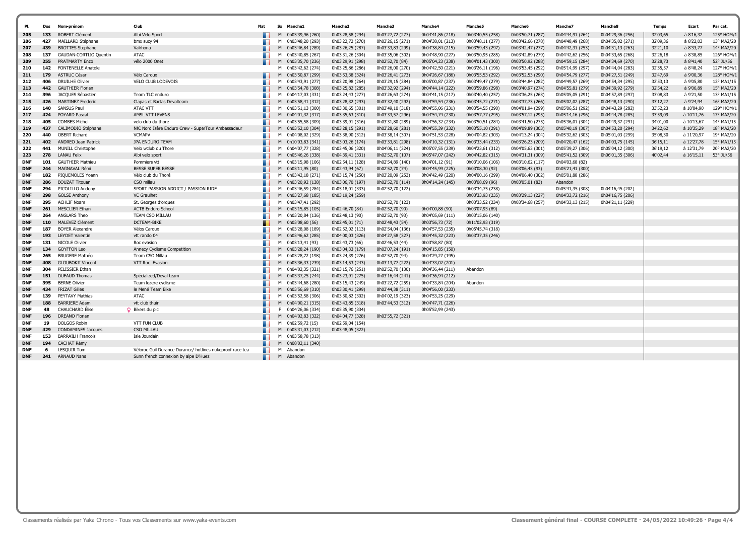| Pl. | Dos | Nom-prénom | Club | Nat | Sx | Manche1 | Manche2 | Manche3 | Manche4 | Manche5 | Manche6 | Manche7 | Manche8 | Temps | Ecart | Par cat. |
|---|---|---|---|---|---|---|---|---|---|---|---|---|---|---|---|---|
| 205 | 133 | ROBERT Clément | Albi Velo Sport | | M | 0h03'39,96 (260) | 0h03'28,58 (294) | 0h03'27,72 (277) | 0h04'41,86 (218) | 0h03'40,55 (258) | 0h03'50,71 (287) | 0h04'44,91 (264) | 0h04'29,36 (256) | 32'03,65 | à 8'16,32 | 125° HOM/1 |
| 206 | 427 | MAILLARD Stéphane | bmx sucy 94 | | M | 0h03'48,20 (293) | 0h03'22,72 (270) | 0h03'26,15 (271) | 0h04'38,01 (213) | 0h03'48,11 (277) | 0h03'42,66 (278) | 0h04'48,49 (268) | 0h04'35,02 (271) | 32'09,36 | à 8'22,03 | 13° MA2/20 |
| 207 | 439 | BROTTES Stephane | Valrhona | | M | 0h03'46,84 (289) | 0h03'26,25 (287) | 0h03'33,83 (299) | 0h04'38,84 (215) | 0h03'59,43 (297) | 0h03'42,47 (277) | 0h04'42,31 (253) | 0h04'31,13 (263) | 32'21,10 | à 8'33,77 | 14° MA2/20 |
| 208 | 137 | GAUDAN-CORTIJO Quentin | ATAC | | M | 0h03'40,85 (267) | 0h03'31,26 (304) | 0h03'35,06 (302) | 0h04'48,90 (227) | 0h03'50,95 (285) | 0h03'42,89 (279) | 0h04'42,62 (256) | 0h04'33,65 (268) | 32'26,18 | à 8'38,85 | 126° HOM/1 |
| 209 | 255 | PRATMARTY Enzo | vélo 2000 Onet | | M | 0h03'35,70 (236) | 0h03'29,91 (298) | 0h02'52,70 (84) | 0h05'04,23 (238) | 0h04'01,43 (300) | 0h03'50,92 (288) | 0h04'59,15 (284) | 0h04'34,69 (270) | 32'28,73 | à 8'41,40 | 52° JU/56 |
| 210 | 142 | FONTENELLE Anatole | | | M | 0h03'42,62 (274) | 0h03'25,86 (286) | 0h03'26,00 (270) | 0h04'42,50 (221) | 0h03'26,11 (196) | 0h03'53,45 (292) | 0h05'14,99 (297) | 0h04'44,04 (283) | 32'35,57 | à 8'48,24 | 127° HOM/1 |
| 211 | 179 | ASTRUC César | Vélo Caroux | | M | 0h03'50,87 (299) | 0h03'53,38 (324) | 0h03'26,41 (273) | 0h04'26,67 (186) | 0h03'55,53 (292) | 0h03'52,53 (290) | 0h04'54,79 (277) | 0h04'27,51 (249) | 32'47,69 | à 9'00,36 | 128° HOM/1 |
| 212 | 406 | DRUILHE Olivier | VELO CLUB LODEVOIS | | M | 0h03'43,91 (277) | 0h03'20,98 (264) | 0h03'29,15 (284) | 0h05'00,87 (237) | 0h03'49,47 (279) | 0h03'44,84 (282) | 0h04'49,57 (269) | 0h04'54,34 (295) | 32'53,13 | à 9'05,80 | 12° MA1/15 |
| 213 | 442 | GAUTHIER Florian | | | M | 0h03'54,78 (308) | 0h03'25,82 (285) | 0h03'32,92 (294) | 0h04'44,14 (222) | 0h03'59,86 (298) | 0h03'40,97 (274) | 0h04'55,81 (279) | 0h04'39,92 (279) | 32'54,22 | à 9'06,89 | 15° MA2/20 |
| 214 | 396 | JACQUES Sébastien | Team TLC enduro | | M | 0h04'17,03 (331) | 0h03'24,43 (277) | 0h03'26,63 (274) | 0h04'41,15 (217) | 0h03'40,40 (257) | 0h03'36,25 (263) | 0h05'05,05 (291) | 0h04'57,89 (297) | 33'08,83 | à 9'21,50 | 13° MA1/15 |
| 215 | 426 | MARTINEZ Frederic | Clapas et Bartas Devalteam | | M | 0h03'58,41 (312) | 0h03'28,32 (293) | 0h03'32,40 (292) | 0h04'59,54 (236) | 0h03'45,72 (271) | 0h03'37,73 (266) | 0h05'02,02 (287) | 0h04'48,13 (290) | 33'12,27 | à 9'24,94 | 16° MA2/20 |
| 216 | 140 | SANSUS Paul | ATAC VTT | | M | 0h03'51,13 (300) | 0h03'30,65 (301) | 0h03'49,10 (318) | 0h04'55,06 (231) | 0h03'54,55 (290) | 0h04'01,94 (299) | 0h05'06,51 (292) | 0h04'43,29 (282) | 33'52,23 | à 10'04,90 | 129° HOM/1 |
| 217 | 424 | POYARD Pascal | AMSL VTT LEVENS | | M | 0h04'01,32 (317) | 0h03'35,63 (310) | 0h03'33,57 (296) | 0h04'54,74 (230) | 0h03'57,77 (295) | 0h03'57,12 (295) | 0h05'14,16 (296) | 0h04'44,78 (285) | 33'59,09 | à 10'11,76 | 17° MA2/20 |
| 218 | 405 | COMBES Michel | velo club du thore | | M | 0h03'55,58 (309) | 0h03'39,91 (316) | 0h03'31,80 (289) | 0h04'56,32 (234) | 0h03'50,51 (284) | 0h03'41,50 (275) | 0h05'36,01 (304) | 0h04'49,37 (291) | 34'01,00 | à 10'13,67 | 14° MA1/15 |
| 219 | 437 | CALIMODIO Stéphane | N!C Nord Isère Enduro Crew - SuperTour Ambassadeur | | M | 0h03'52,10 (304) | 0h03'28,15 (291) | 0h03'28,60 (281) | 0h04'55,39 (232) | 0h03'55,10 (291) | 0h04'09,89 (303) | 0h05'40,19 (307) | 0h04'53,20 (294) | 34'22,62 | à 10'35,29 | 18° MA2/20 |
| 220 | 440 | OBERT Richard | VCMAPV | | M | 0h04'08,02 (329) | 0h03'38,90 (312) | 0h03'38,14 (307) | 0h04'51,53 (228) | 0h04'04,82 (303) | 0h04'13,24 (304) | 0h05'32,62 (303) | 0h05'01,03 (299) | 35'08,30 | à 11'20,97 | 19° MA2/20 |
| 221 | 402 | ANDREO Jean Patrick | JPA ENDURO TEAM | | M | 0h10'03,83 (341) | 0h03'03,26 (174) | 0h03'33,81 (298) | 0h04'10,32 (131) | 0h03'33,44 (233) | 0h03'26,23 (209) | 0h04'20,47 (162) | 0h04'03,75 (145) | 36'15,11 | à 12'27,78 | 15° MA1/15 |
| 222 | 441 | MUNILL Christophe | Velo wclub du Thore | | M | 0h04'07,77 (328) | 0h03'45,06 (320) | 0h04'06,11 (324) | 0h05'07,55 (239) | 0h04'23,61 (312) | 0h04'05,63 (301) | 0h05'39,27 (306) | 0h05'04,12 (300) | 36'19,12 | à 12'31,79 | 20° MA2/20 |
| 223 | 278 | LANAU Felix | Albi velo sport | | M | 0h05'46,26 (338) | 0h04'39,41 (331) | 0h02'52,70 (107) | 0h05'47,07 (242) | 0h04'42,82 (315) | 0h04'31,31 (309) | 0h05'41,52 (309) | 0h06'01,35 (306) | 40'02,44 | à 16'15,11 | 53° JU/56 |
| DNF | 101 | GAUTHIER Mathieu | Pommiers vtt | | M | 0h03'15,98 (106) | 0h02'54,11 (128) | 0h02'54,89 (140) | 0h04'01,12 (91) | 0h03'10,06 (106) | 0h03'10,62 (117) | 0h04'03,68 (82) | | | | |
| DNF | 244 | MAGNAVAL Rémi | BESSE SUPER BESSE | | M | 0h03'11,95 (80) | 0h02'43,94 (67) | 0h02'52,70 (74) | 0h04'45,99 (225) | 0h03'08,30 (92) | 0h03'06,43 (93) | 0h05'21,41 (300) | | | | |
| DNF | 182 | PIQUEMOLES Yoann | Vélo club du Thoré | | M | 0h03'42,18 (271) | 0h03'15,74 (250) | 0h03'20,09 (253) | 0h04'42,49 (220) | 0h04'00,16 (299) | 0h04'06,40 (302) | 0h05'01,88 (286) | | | | |
| DNF | 286 | BOUZAT Titouan | CSO millau | | M | 0h03'20,92 (138) | 0h03'06,70 (197) | 0h02'52,70 (114) | 0h04'14,24 (145) | 0h03'08,69 (96) | 0h03'05,01 (83) | Abandon | | | | |
| DNF | 294 | PICOLILLO Andony | SPORT PASSION ADDICT / PASSION RIDE | | M | 0h03'46,59 (284) | 0h05'18,01 (333) | 0h02'52,70 (122) | | 0h03'34,75 (238) | | 0h05'41,35 (308) | 0h04'16,45 (202) | | | |
| DNF | 298 | GOLSE Anthony | VC Graulhet | | M | 0h03'27,68 (185) | 0h03'19,24 (259) | | | 0h03'33,93 (235) | 0h03'29,13 (227) | 0h04'33,72 (216) | 0h04'16,75 (206) | | | |
| DNF | 295 | ACHLIF Noam | St. Georges d'orques | | M | 0h03'47,41 (292) | | 0h02'52,70 (123) | | 0h03'33,52 (234) | 0h03'34,68 (257) | 0h04'33,13 (215) | 0h04'21,11 (229) | | | |
| DNF | 261 | MESCLIER Ethan | ACTB Enduro School | | M | 0h03'15,85 (105) | 0h02'46,70 (84) | 0h02'52,70 (90) | 0h04'00,88 (90) | 0h03'07,93 (89) | | | | | | |
| DNF | 264 | ANGLARS Theo | TEAM CSO MILLAU | | M | 0h03'20,84 (136) | 0h02'48,13 (90) | 0h02'52,70 (93) | 0h04'05,69 (111) | 0h03'15,06 (140) | | | | | | |
| DNF | 110 | MALEVEZ Clément | DCTEAM-BIKE | | M | 0h03'08,60 (56) | 0h02'45,01 (71) | 0h02'48,43 (54) | 0h03'56,73 (72) | 0h11'02,93 (319) | | | | | | |
| DNF | 187 | BOYER Alexandre | Vélos Caroux | | M | 0h03'28,08 (189) | 0h02'52,02 (113) | 0h02'54,04 (136) | 0h04'57,53 (235) | 0h05'45,74 (318) | | | | | | |
| DNF | 193 | LEYDET Valentin | vtt rando 04 | | M | 0h03'46,62 (285) | 0h04'00,03 (326) | 0h04'27,58 (327) | 0h04'45,32 (223) | 0h03'37,35 (246) | | | | | | |
| DNF | 131 | NICOLE Olivier | Roc evasion | | M | 0h03'13,41 (93) | 0h02'43,73 (66) | 0h02'46,53 (44) | 0h03'58,87 (80) | | | | | | | |
| DNF | 134 | GOYFFON Leo | Annecy Cyclisme Competition | | M | 0h03'28,24 (190) | 0h03'04,33 (179) | 0h03'07,24 (191) | 0h04'15,85 (150) | | | | | | | |
| DNF | 265 | BRUGERE Mathéo | Team CSO Millau | | M | 0h03'28,72 (198) | 0h03'24,39 (276) | 0h02'52,70 (94) | 0h04'29,27 (195) | | | | | | | |
| DNF | 408 | GLOUBOKII Vincent | VTT Roc Evasion | | M | 0h03'36,33 (239) | 0h03'14,53 (243) | 0h03'13,77 (222) | 0h04'33,02 (201) | | | | | | | |
| DNF | 304 | PELISSIER Ethan | | | M | 0h04'02,35 (321) | 0h03'15,76 (251) | 0h02'52,70 (130) | 0h04'36,44 (211) | Abandon | | | | | | |
| DNF | 151 | DUFAUD Thomas | Spécialized/Deval team | | M | 0h03'37,25 (244) | 0h03'23,91 (275) | 0h03'16,44 (241) | 0h04'36,94 (212) | | | | | | | |
| DNF | 395 | BERNE Olivier | Team lozere cyclisme | | M | 0h03'44,68 (280) | 0h03'15,43 (249) | 0h03'22,72 (259) | 0h04'33,84 (204) | Abandon | | | | | | |
| DNF | 434 | FRIZAT Gilles | le Mené Team Bike | | M | 0h03'56,69 (310) | 0h03'30,41 (299) | 0h03'44,38 (311) | 0h04'56,00 (233) | | | | | | | |
| DNF | 139 | PEYTAVY Mathias | ATAC | | M | 0h03'52,58 (306) | 0h03'30,82 (302) | 0h04'02,19 (323) | 0h04'53,25 (229) | | | | | | | |
| DNF | 188 | BARRIERE Adam | vtt club thuir | | M | 0h04'00,21 (315) | 0h03'43,85 (318) | 0h03'44,53 (312) | 0h04'47,71 (226) | | | | | | | |
| DNF | 48 | CHAUCHARD Élise | ♀ Bikers du pic | | F | 0h04'26,06 (334) | 0h05'35,90 (334) | | 0h05'52,99 (243) | | | | | | | |
| DNF | 196 | DREANO Florian | | | M | 0h04'02,83 (322) | 0h04'04,77 (328) | 0h03'55,72 (321) | | | | | | | | |
| DNF | 19 | DOLGOS Robin | VTT FUN CLUB | | M | 0h02'59,72 (15) | 0h02'59,04 (154) | | | | | | | | | |
| DNF | 429 | CONDAMINES Jacques | CSO MILLAU | | M | 0h03'31,03 (212) | 0h03'48,05 (322) | | | | | | | | | |
| DNF | 153 | BARRAILH Francois | Isle Jourdain | | M | 0h03'58,78 (313) | | | | | | | | | | |
| DNF | 194 | CACHAT Rémy | | | M | 0h08'02,11 (340) | | | | | | | | | | |
| DNF | 6 | LESQUIR Tom | Véloroc Guil Durance Durance/ hotlines nukeproof race tea | | M | Abandon | | | | | | | | | | |
| DNF | 241 | ARNAUD Nans | Sunn french connexion by alpe D'Huez | | M | Abandon | | | | | | | | | | |

Classements réalisés par Yaka Chrono - Tous vos Classements sur www.yaka-events.com

Classement général final - COURSE COMPLETE · 24/05/2022 10:49:26